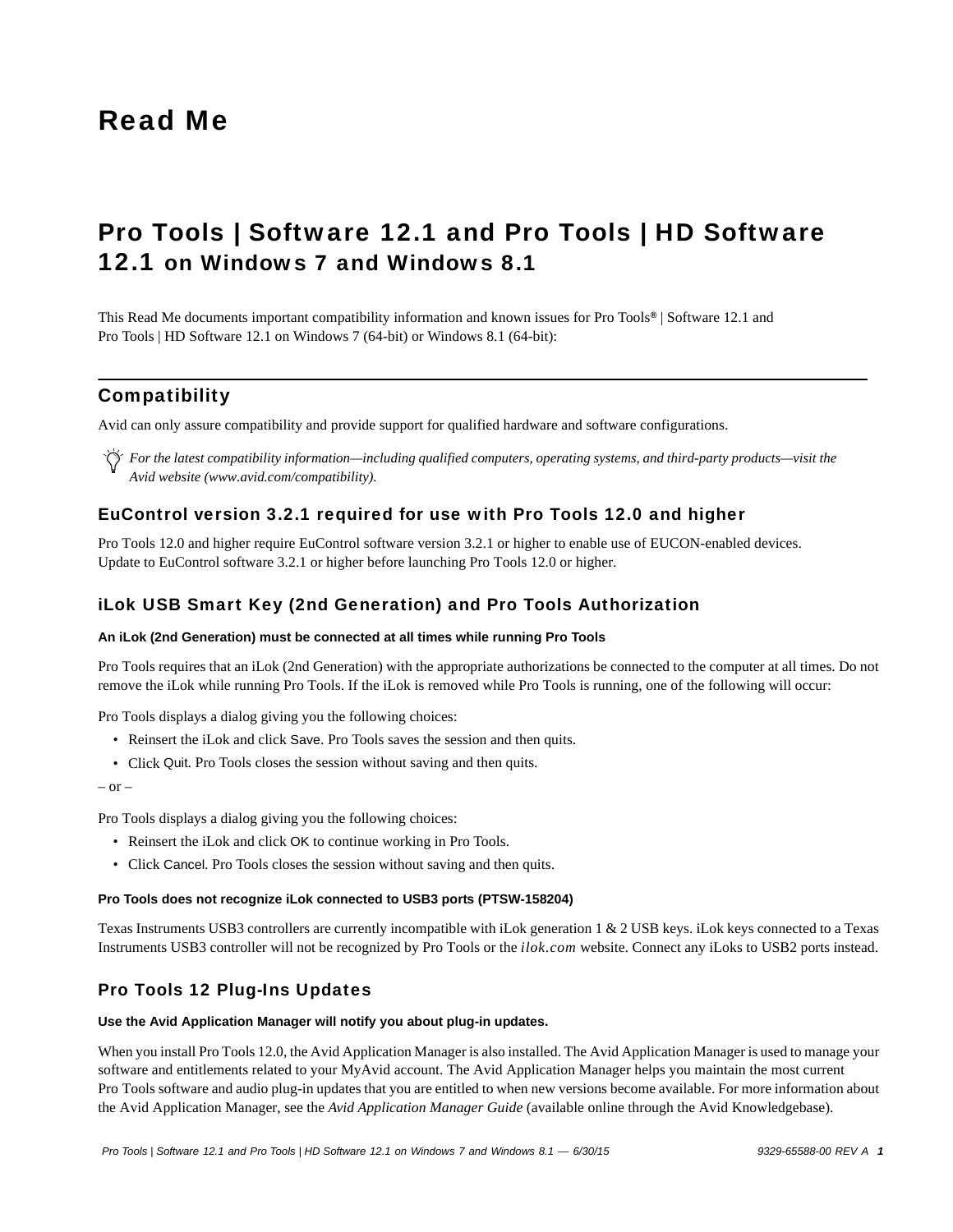# Read Me

# Pro Tools | Software 12.1 and Pro Tools | HD Software 12.1 on Windows 7 and Windows 8.1

This Read Me documents important compatibility information and known issues for Pro Tools® | Software 12.1 and Pro Tools | HD Software 12.1 on Windows 7 (64-bit) or Windows 8.1 (64-bit):

## Compatibility

Avid can only assure compatibility and provide support for qualified hardware and software configurations.

*For the latest compatibility information—including qualified computers, operating systems, and third-party products—visit the Avid website (www.avid.com/compatibility).*

### EuControl version 3.2.1 required for use with Pro Tools 12.0 and higher

Pro Tools 12.0 and higher require EuControl software version 3.2.1 or higher to enable use of EUCON-enabled devices. Update to EuControl software 3.2.1 or higher before launching Pro Tools 12.0 or higher.

### iLok USB Smart Key (2nd Generation) and Pro Tools Authorization

**An iLok (2nd Generation) must be connected at all times while running Pro Tools**

Pro Tools requires that an iLok (2nd Generation) with the appropriate authorizations be connected to the computer at all times. Do not remove the iLok while running Pro Tools. If the iLok is removed while Pro Tools is running, one of the following will occur:

Pro Tools displays a dialog giving you the following choices:

- Reinsert the iLok and click Save. Pro Tools saves the session and then quits.
- Click Quit. Pro Tools closes the session without saving and then quits.

– or –

Pro Tools displays a dialog giving you the following choices:

- Reinsert the iLok and click OK to continue working in Pro Tools.
- Click Cancel. Pro Tools closes the session without saving and then quits.

**Pro Tools does not recognize iLok connected to USB3 ports (PTSW-158204)**

Texas Instruments USB3 controllers are currently incompatible with iLok generation 1 & 2 USB keys. iLok keys connected to a Texas Instruments USB3 controller will not be recognized by Pro Tools or the *ilok.com* website. Connect any iLoks to USB2 ports instead.

### Pro Tools 12 Plug-Ins Updates

**Use the Avid Application Manager will notify you about plug-in updates.**

When you install Pro Tools 12.0, the Avid Application Manager is also installed. The Avid Application Manager is used to manage your software and entitlements related to your MyAvid account. The Avid Application Manager helps you maintain the most current Pro Tools software and audio plug-in updates that you are entitled to when new versions become available. For more information about the Avid Application Manager, see the *Avid Application Manager Guide* (available online through the Avid Knowledgebase).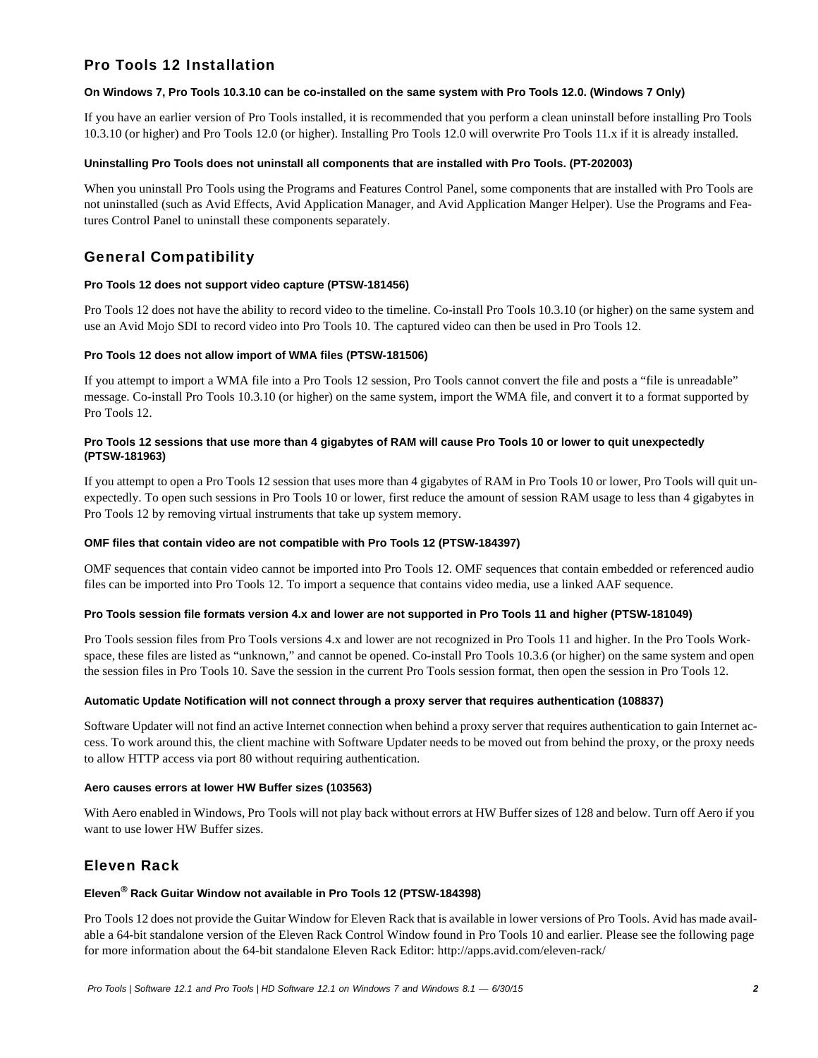## Pro Tools 12 Installation

#### On Windows 7, Pro Tools 10.3.10 can be co-installed on the same system with Pro Tools 12.0. (Windows 7 Only)

If you have an earlier version of Pro Tools installed, it is recommended that you perform a clean uninstall before installing Pro Tools 10.3.10 (or higher) and Pro Tools 12.0 (or higher). Installing Pro Tools 12.0 will overwrite Pro Tools 11.x if it is already installed.

#### Uninstalling Pro Tools does not uninstall all components that are installed with Pro Tools. (PT-202003)

When you uninstall Pro Tools using the Programs and Features Control Panel, some components that are installed with Pro Tools are not uninstalled (such as Avid Effects, Avid Application Manager, and Avid Application Manger Helper). Use the Programs and Features Control Panel to uninstall these components separately.

## General Compatibility

#### Pro Tools 12 does not support video capture (PTSW-181456)

Pro Tools 12 does not have the ability to record video to the timeline. Co-install Pro Tools 10.3.10 (or higher) on the same system and use an Avid Mojo SDI to record video into Pro Tools 10. The captured video can then be used in Pro Tools 12.

#### Pro Tools 12 does not allow import of WMA files (PTSW-181506)

If you attempt to import a WMA file into a Pro Tools 12 session, Pro Tools cannot convert the file and posts a “file is unreadable” message. Co-install Pro Tools 10.3.10 (or higher) on the same system, import the WMA file, and convert it to a format supported by Pro Tools 12.

#### Pro Tools 12 sessions that use more than 4 gigabytes of RAM will cause Pro Tools 10 or lower to quit unexpectedly (PTSW-181963)

If you attempt to open a Pro Tools 12 session that uses more than 4 gigabytes of RAM in Pro Tools 10 or lower, Pro Tools will quit unexpectedly. To open such sessions in Pro Tools 10 or lower, first reduce the amount of session RAM usage to less than 4 gigabytes in Pro Tools 12 by removing virtual instruments that take up system memory.

#### OMF files that contain video are not compatible with Pro Tools 12 (PTSW-184397)

OMF sequences that contain video cannot be imported into Pro Tools 12. OMF sequences that contain embedded or referenced audio files can be imported into Pro Tools 12. To import a sequence that contains video media, use a linked AAF sequence.

#### Pro Tools session file formats version 4.x and lower are not supported in Pro Tools 11 and higher (PTSW-181049)

Pro Tools session files from Pro Tools versions 4.x and lower are not recognized in Pro Tools 11 and higher. In the Pro Tools Workspace, these files are listed as “unknown,” and cannot be opened. Co-install Pro Tools 10.3.6 (or higher) on the same system and open the session files in Pro Tools 10. Save the session in the current Pro Tools session format, then open the session in Pro Tools 12.

#### Automatic Update Notification will not connect through a proxy server that requires authentication (108837)

Software Updater will not find an active Internet connection when behind a proxy server that requires authentication to gain Internet access. To work around this, the client machine with Software Updater needs to be moved out from behind the proxy, or the proxy needs to allow HTTP access via port 80 without requiring authentication.

#### Aero causes errors at lower HW Buffer sizes (103563)

With Aero enabled in Windows, Pro Tools will not play back without errors at HW Buffer sizes of 128 and below. Turn off Aero if you want to use lower HW Buffer sizes.

## Eleven Rack

#### Eleven® Rack Guitar Window not available in Pro Tools 12 (PTSW-184398)

Pro Tools 12 does not provide the Guitar Window for Eleven Rack that is available in lower versions of Pro Tools. Avid has made available a 64-bit standalone version of the Eleven Rack Control Window found in Pro Tools 10 and earlier. Please see the following page for more information about the 64-bit standalone Eleven Rack Editor: http://apps.avid.com/eleven-rack/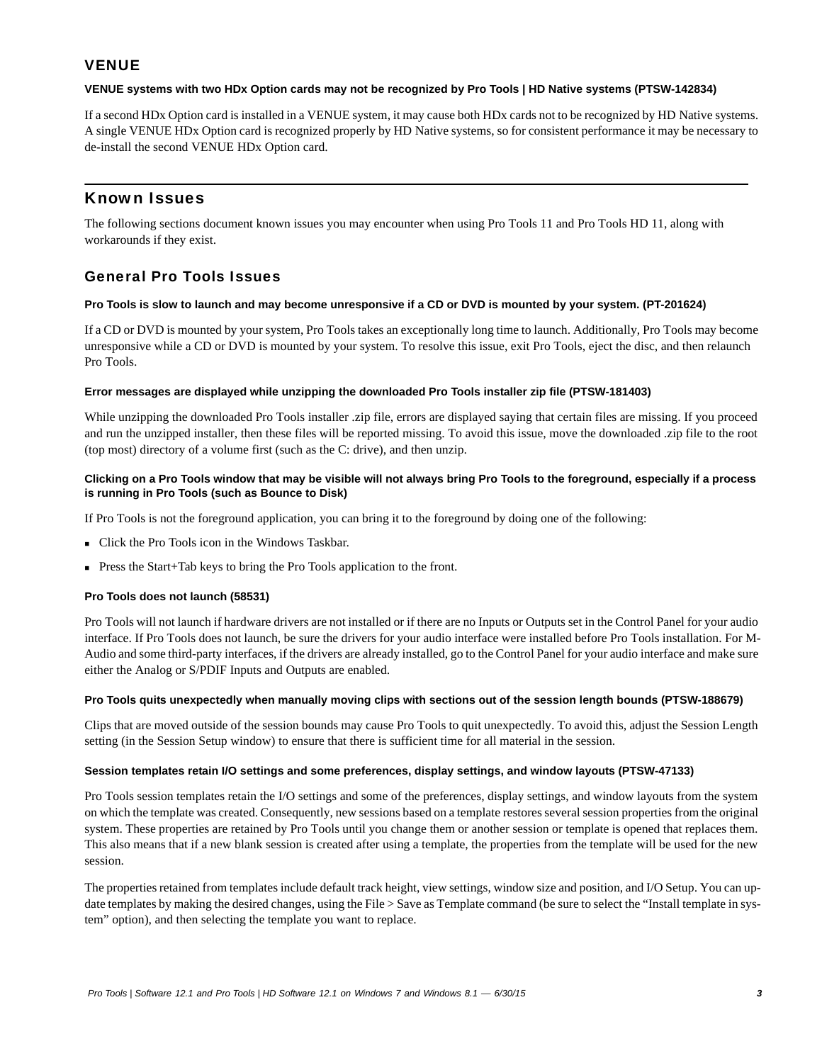### VENUE

**VENUE systems with two HDx Option cards may not be recognized by Pro Tools | HD Native systems (PTSW-142834)**

If a second HDx Option card is installed in a VENUE system, it may cause both HDx cards not to be recognized by HD Native systems. A single VENUE HDx Option card is recognized properly by HD Native systems, so for consistent performance it may be necessary to de-install the second VENUE HDx Option card.

## Known Issues

The following sections document known issues you may encounter when using Pro Tools 11 and Pro Tools HD 11, along with workarounds if they exist.

### General Pro Tools Issues

**Pro Tools is slow to launch and may become unresponsive if a CD or DVD is mounted by your system. (PT-201624)**

If a CD or DVD is mounted by your system, Pro Tools takes an exceptionally long time to launch. Additionally, Pro Tools may become unresponsive while a CD or DVD is mounted by your system. To resolve this issue, exit Pro Tools, eject the disc, and then relaunch Pro Tools.

**Error messages are displayed while unzipping the downloaded Pro Tools installer zip file (PTSW-181403)**

While unzipping the downloaded Pro Tools installer .zip file, errors are displayed saying that certain files are missing. If you proceed and run the unzipped installer, then these files will be reported missing. To avoid this issue, move the downloaded .zip file to the root (top most) directory of a volume first (such as the C: drive), and then unzip.

**Clicking on a Pro Tools window that may be visible will not always bring Pro Tools to the foreground, especially if a process is running in Pro Tools (such as Bounce to Disk)**

If Pro Tools is not the foreground application, you can bring it to the foreground by doing one of the following:

- Click the Pro Tools icon in the Windows Taskbar.
- Press the Start+Tab keys to bring the Pro Tools application to the front.

**Pro Tools does not launch (58531)**

Pro Tools will not launch if hardware drivers are not installed or if there are no Inputs or Outputs set in the Control Panel for your audio interface. If Pro Tools does not launch, be sure the drivers for your audio interface were installed before Pro Tools installation. For M-Audio and some third-party interfaces, if the drivers are already installed, go to the Control Panel for your audio interface and make sure either the Analog or S/PDIF Inputs and Outputs are enabled.

**Pro Tools quits unexpectedly when manually moving clips with sections out of the session length bounds (PTSW-188679)**

Clips that are moved outside of the session bounds may cause Pro Tools to quit unexpectedly. To avoid this, adjust the Session Length setting (in the Session Setup window) to ensure that there is sufficient time for all material in the session.

**Session templates retain I/O settings and some preferences, display settings, and window layouts (PTSW-47133)**

Pro Tools session templates retain the I/O settings and some of the preferences, display settings, and window layouts from the system on which the template was created. Consequently, new sessions based on a template restores several session properties from the original system. These properties are retained by Pro Tools until you change them or another session or template is opened that replaces them. This also means that if a new blank session is created after using a template, the properties from the template will be used for the new session.

The properties retained from templates include default track height, view settings, window size and position, and I/O Setup. You can update templates by making the desired changes, using the File > Save as Template command (be sure to select the "Install template in system" option), and then selecting the template you want to replace.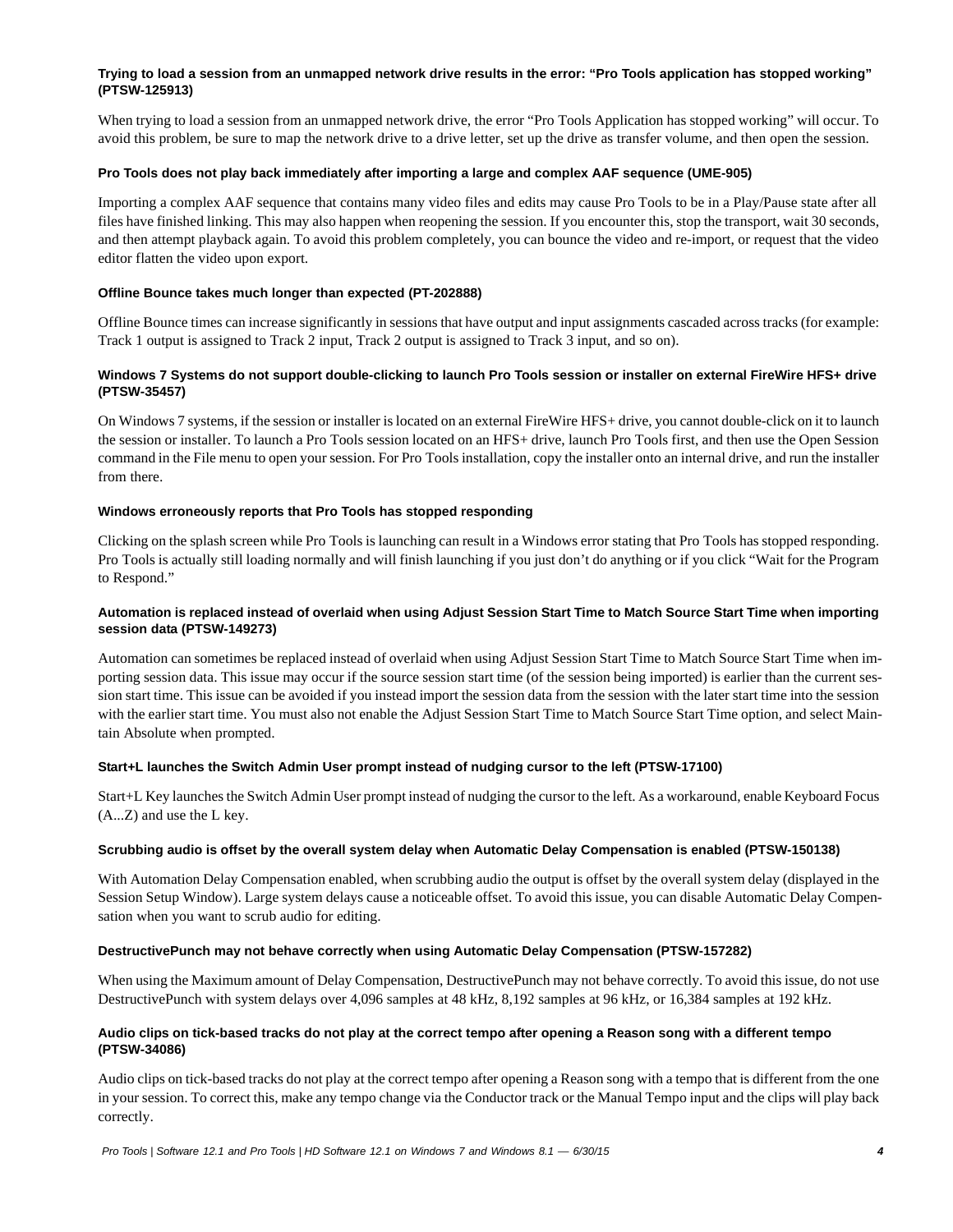#### Trying to load a session from an unmapped network drive results in the error: "Pro Tools application has stopped working" (PTSW-125913)

When trying to load a session from an unmapped network drive, the error "Pro Tools Application has stopped working" will occur. To avoid this problem, be sure to map the network drive to a drive letter, set up the drive as transfer volume, and then open the session.

#### Pro Tools does not play back immediately after importing a large and complex AAF sequence (UME-905)

Importing a complex AAF sequence that contains many video files and edits may cause Pro Tools to be in a Play/Pause state after all files have finished linking. This may also happen when reopening the session. If you encounter this, stop the transport, wait 30 seconds, and then attempt playback again. To avoid this problem completely, you can bounce the video and re-import, or request that the video editor flatten the video upon export.

#### Offline Bounce takes much longer than expected (PT-202888)

Offline Bounce times can increase significantly in sessions that have output and input assignments cascaded across tracks (for example: Track 1 output is assigned to Track 2 input, Track 2 output is assigned to Track 3 input, and so on).

#### Windows 7 Systems do not support double-clicking to launch Pro Tools session or installer on external FireWire HFS+ drive (PTSW-35457)

On Windows 7 systems, if the session or installer is located on an external FireWire HFS+ drive, you cannot double-click on it to launch the session or installer. To launch a Pro Tools session located on an HFS+ drive, launch Pro Tools first, and then use the Open Session command in the File menu to open your session. For Pro Tools installation, copy the installer onto an internal drive, and run the installer from there.

#### Windows erroneously reports that Pro Tools has stopped responding

Clicking on the splash screen while Pro Tools is launching can result in a Windows error stating that Pro Tools has stopped responding. Pro Tools is actually still loading normally and will finish launching if you just don't do anything or if you click "Wait for the Program to Respond."

#### Automation is replaced instead of overlaid when using Adjust Session Start Time to Match Source Start Time when importing session data (PTSW-149273)

Automation can sometimes be replaced instead of overlaid when using Adjust Session Start Time to Match Source Start Time when importing session data. This issue may occur if the source session start time (of the session being imported) is earlier than the current session start time. This issue can be avoided if you instead import the session data from the session with the later start time into the session with the earlier start time. You must also not enable the Adjust Session Start Time to Match Source Start Time option, and select Maintain Absolute when prompted.

#### Start+L launches the Switch Admin User prompt instead of nudging cursor to the left (PTSW-17100)

Start+L Key launches the Switch Admin User prompt instead of nudging the cursor to the left. As a workaround, enable Keyboard Focus (A...Z) and use the L key.

#### Scrubbing audio is offset by the overall system delay when Automatic Delay Compensation is enabled (PTSW-150138)

With Automation Delay Compensation enabled, when scrubbing audio the output is offset by the overall system delay (displayed in the Session Setup Window). Large system delays cause a noticeable offset. To avoid this issue, you can disable Automatic Delay Compensation when you want to scrub audio for editing.

#### DestructivePunch may not behave correctly when using Automatic Delay Compensation (PTSW-157282)

When using the Maximum amount of Delay Compensation, DestructivePunch may not behave correctly. To avoid this issue, do not use DestructivePunch with system delays over 4,096 samples at 48 kHz, 8,192 samples at 96 kHz, or 16,384 samples at 192 kHz.

#### Audio clips on tick-based tracks do not play at the correct tempo after opening a Reason song with a different tempo (PTSW-34086)

Audio clips on tick-based tracks do not play at the correct tempo after opening a Reason song with a tempo that is different from the one in your session. To correct this, make any tempo change via the Conductor track or the Manual Tempo input and the clips will play back correctly.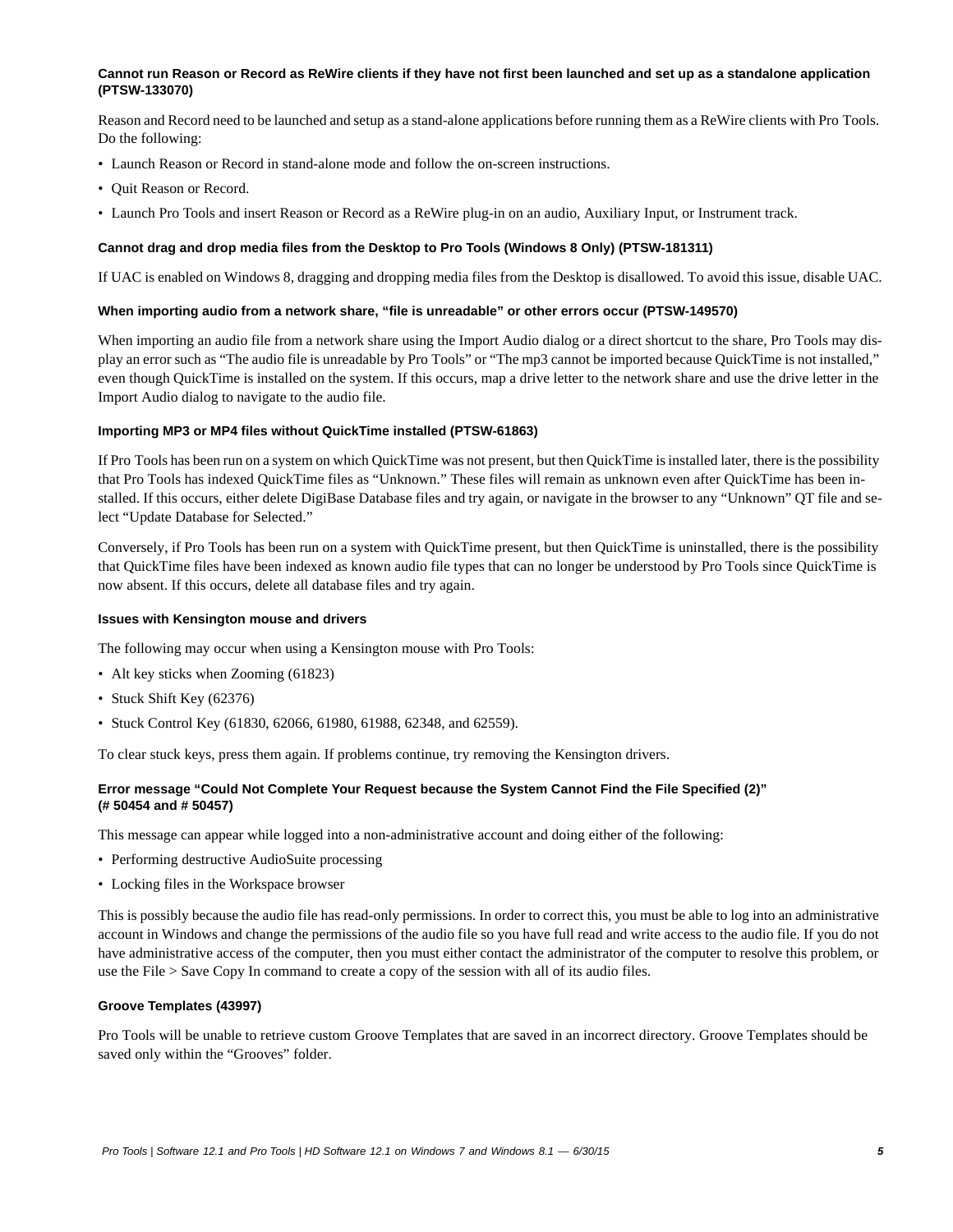#### Cannot run Reason or Record as ReWire clients if they have not first been launched and set up as a standalone application (PTSW-133070)

Reason and Record need to be launched and setup as a stand-alone applications before running them as a ReWire clients with Pro Tools. Do the following:

- Launch Reason or Record in stand-alone mode and follow the on-screen instructions.
- Quit Reason or Record.
- Launch Pro Tools and insert Reason or Record as a ReWire plug-in on an audio, Auxiliary Input, or Instrument track.

#### Cannot drag and drop media files from the Desktop to Pro Tools (Windows 8 Only) (PTSW-181311)

If UAC is enabled on Windows 8, dragging and dropping media files from the Desktop is disallowed. To avoid this issue, disable UAC.

#### When importing audio from a network share, “file is unreadable” or other errors occur (PTSW-149570)

When importing an audio file from a network share using the Import Audio dialog or a direct shortcut to the share, Pro Tools may display an error such as “The audio file is unreadable by Pro Tools” or “The mp3 cannot be imported because QuickTime is not installed,” even though QuickTime is installed on the system. If this occurs, map a drive letter to the network share and use the drive letter in the Import Audio dialog to navigate to the audio file.

#### Importing MP3 or MP4 files without QuickTime installed (PTSW-61863)

If Pro Tools has been run on a system on which QuickTime was not present, but then QuickTime is installed later, there is the possibility that Pro Tools has indexed QuickTime files as “Unknown.” These files will remain as unknown even after QuickTime has been installed. If this occurs, either delete DigiBase Database files and try again, or navigate in the browser to any “Unknown” QT file and select “Update Database for Selected.”

Conversely, if Pro Tools has been run on a system with QuickTime present, but then QuickTime is uninstalled, there is the possibility that QuickTime files have been indexed as known audio file types that can no longer be understood by Pro Tools since QuickTime is now absent. If this occurs, delete all database files and try again.

#### Issues with Kensington mouse and drivers

The following may occur when using a Kensington mouse with Pro Tools:

- Alt key sticks when Zooming (61823)
- Stuck Shift Key (62376)
- Stuck Control Key (61830, 62066, 61980, 61988, 62348, and 62559).

To clear stuck keys, press them again. If problems continue, try removing the Kensington drivers.

#### Error message “Could Not Complete Your Request because the System Cannot Find the File Specified (2)” (# 50454 and # 50457)

This message can appear while logged into a non-administrative account and doing either of the following:

- Performing destructive AudioSuite processing
- Locking files in the Workspace browser

This is possibly because the audio file has read-only permissions. In order to correct this, you must be able to log into an administrative account in Windows and change the permissions of the audio file so you have full read and write access to the audio file. If you do not have administrative access of the computer, then you must either contact the administrator of the computer to resolve this problem, or use the File > Save Copy In command to create a copy of the session with all of its audio files.

#### Groove Templates (43997)

Pro Tools will be unable to retrieve custom Groove Templates that are saved in an incorrect directory. Groove Templates should be saved only within the “Grooves” folder.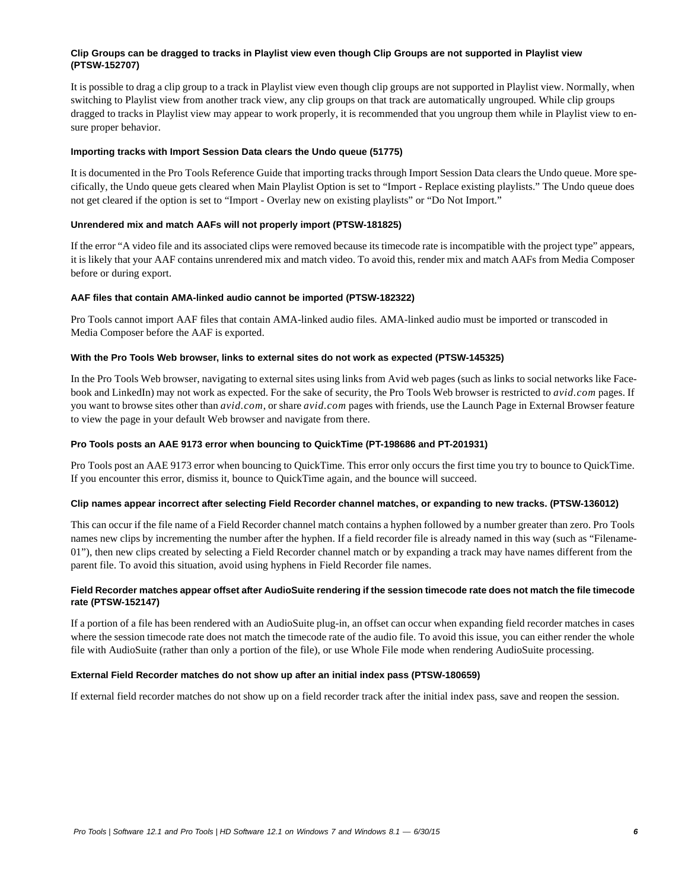#### Clip Groups can be dragged to tracks in Playlist view even though Clip Groups are not supported in Playlist view (PTSW-152707)

It is possible to drag a clip group to a track in Playlist view even though clip groups are not supported in Playlist view. Normally, when switching to Playlist view from another track view, any clip groups on that track are automatically ungrouped. While clip groups dragged to tracks in Playlist view may appear to work properly, it is recommended that you ungroup them while in Playlist view to ensure proper behavior.

#### Importing tracks with Import Session Data clears the Undo queue (51775)

It is documented in the Pro Tools Reference Guide that importing tracks through Import Session Data clears the Undo queue. More specifically, the Undo queue gets cleared when Main Playlist Option is set to "Import - Replace existing playlists." The Undo queue does not get cleared if the option is set to "Import - Overlay new on existing playlists" or "Do Not Import."

#### Unrendered mix and match AAFs will not properly import (PTSW-181825)

If the error "A video file and its associated clips were removed because its timecode rate is incompatible with the project type" appears, it is likely that your AAF contains unrendered mix and match video. To avoid this, render mix and match AAFs from Media Composer before or during export.

#### AAF files that contain AMA-linked audio cannot be imported (PTSW-182322)

Pro Tools cannot import AAF files that contain AMA-linked audio files. AMA-linked audio must be imported or transcoded in Media Composer before the AAF is exported.

#### With the Pro Tools Web browser, links to external sites do not work as expected (PTSW-145325)

In the Pro Tools Web browser, navigating to external sites using links from Avid web pages (such as links to social networks like Facebook and LinkedIn) may not work as expected. For the sake of security, the Pro Tools Web browser is restricted to *avid.com* pages. If you want to browse sites other than *avid.com*, or share *avid.com* pages with friends, use the Launch Page in External Browser feature to view the page in your default Web browser and navigate from there.

#### Pro Tools posts an AAE 9173 error when bouncing to QuickTime (PT-198686 and PT-201931)

Pro Tools post an AAE 9173 error when bouncing to QuickTime. This error only occurs the first time you try to bounce to QuickTime. If you encounter this error, dismiss it, bounce to QuickTime again, and the bounce will succeed.

#### Clip names appear incorrect after selecting Field Recorder channel matches, or expanding to new tracks. (PTSW-136012)

This can occur if the file name of a Field Recorder channel match contains a hyphen followed by a number greater than zero. Pro Tools names new clips by incrementing the number after the hyphen. If a field recorder file is already named in this way (such as "Filename-01"), then new clips created by selecting a Field Recorder channel match or by expanding a track may have names different from the parent file. To avoid this situation, avoid using hyphens in Field Recorder file names.

#### Field Recorder matches appear offset after AudioSuite rendering if the session timecode rate does not match the file timecode rate (PTSW-152147)

If a portion of a file has been rendered with an AudioSuite plug-in, an offset can occur when expanding field recorder matches in cases where the session timecode rate does not match the timecode rate of the audio file. To avoid this issue, you can either render the whole file with AudioSuite (rather than only a portion of the file), or use Whole File mode when rendering AudioSuite processing.

#### External Field Recorder matches do not show up after an initial index pass (PTSW-180659)

If external field recorder matches do not show up on a field recorder track after the initial index pass, save and reopen the session.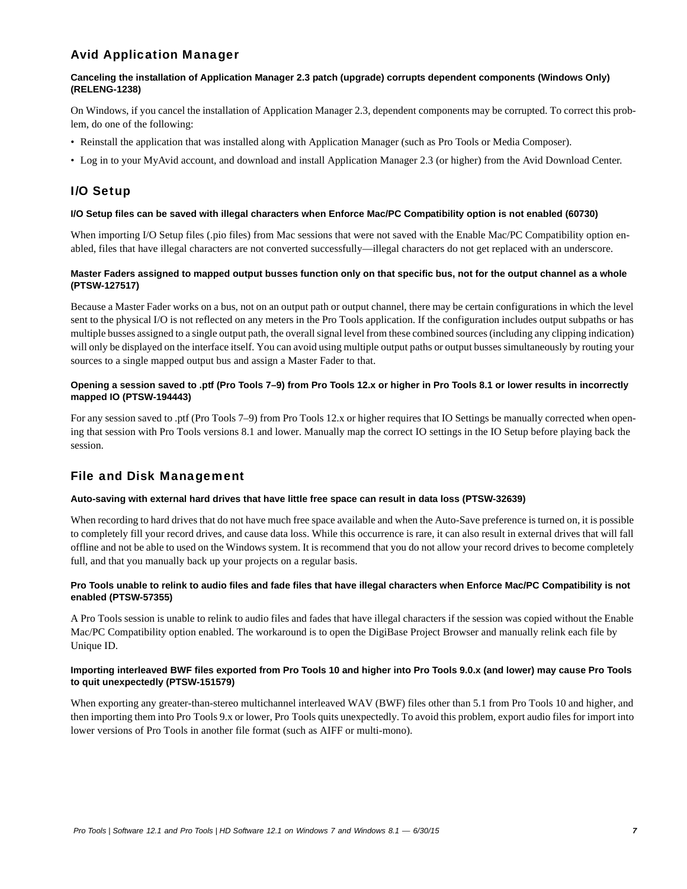## Avid Application Manager

#### Canceling the installation of Application Manager 2.3 patch (upgrade) corrupts dependent components (Windows Only) (RELENG-1238)

On Windows, if you cancel the installation of Application Manager 2.3, dependent components may be corrupted. To correct this problem, do one of the following:

- Reinstall the application that was installed along with Application Manager (such as Pro Tools or Media Composer).
- Log in to your MyAvid account, and download and install Application Manager 2.3 (or higher) from the Avid Download Center.

## I/O Setup

#### I/O Setup files can be saved with illegal characters when Enforce Mac/PC Compatibility option is not enabled (60730)

When importing I/O Setup files (.pio files) from Mac sessions that were not saved with the Enable Mac/PC Compatibility option enabled, files that have illegal characters are not converted successfully—illegal characters do not get replaced with an underscore.

#### Master Faders assigned to mapped output busses function only on that specific bus, not for the output channel as a whole (PTSW-127517)

Because a Master Fader works on a bus, not on an output path or output channel, there may be certain configurations in which the level sent to the physical I/O is not reflected on any meters in the Pro Tools application. If the configuration includes output subpaths or has multiple busses assigned to a single output path, the overall signal level from these combined sources (including any clipping indication) will only be displayed on the interface itself. You can avoid using multiple output paths or output busses simultaneously by routing your sources to a single mapped output bus and assign a Master Fader to that.

#### Opening a session saved to .ptf (Pro Tools 7–9) from Pro Tools 12.x or higher in Pro Tools 8.1 or lower results in incorrectly mapped IO (PTSW-194443)

For any session saved to .ptf (Pro Tools 7–9) from Pro Tools 12.x or higher requires that IO Settings be manually corrected when opening that session with Pro Tools versions 8.1 and lower. Manually map the correct IO settings in the IO Setup before playing back the session.

## File and Disk Management

#### Auto-saving with external hard drives that have little free space can result in data loss (PTSW-32639)

When recording to hard drives that do not have much free space available and when the Auto-Save preference is turned on, it is possible to completely fill your record drives, and cause data loss. While this occurrence is rare, it can also result in external drives that will fall offline and not be able to used on the Windows system. It is recommend that you do not allow your record drives to become completely full, and that you manually back up your projects on a regular basis.

#### Pro Tools unable to relink to audio files and fade files that have illegal characters when Enforce Mac/PC Compatibility is not enabled (PTSW-57355)

A Pro Tools session is unable to relink to audio files and fades that have illegal characters if the session was copied without the Enable Mac/PC Compatibility option enabled. The workaround is to open the DigiBase Project Browser and manually relink each file by Unique ID.

#### Importing interleaved BWF files exported from Pro Tools 10 and higher into Pro Tools 9.0.x (and lower) may cause Pro Tools to quit unexpectedly (PTSW-151579)

When exporting any greater-than-stereo multichannel interleaved WAV (BWF) files other than 5.1 from Pro Tools 10 and higher, and then importing them into Pro Tools 9.x or lower, Pro Tools quits unexpectedly. To avoid this problem, export audio files for import into lower versions of Pro Tools in another file format (such as AIFF or multi-mono).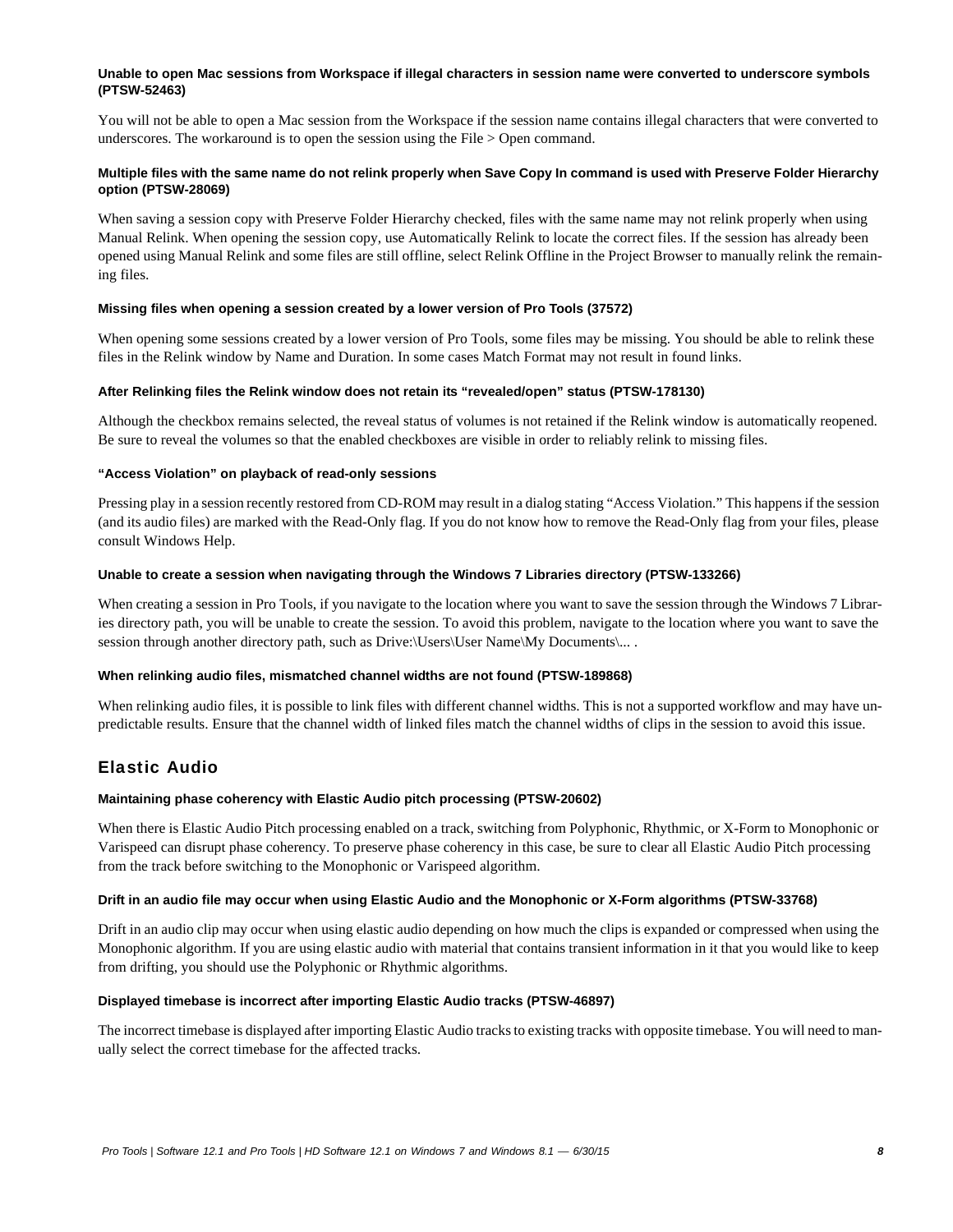#### Unable to open Mac sessions from Workspace if illegal characters in session name were converted to underscore symbols (PTSW-52463)

You will not be able to open a Mac session from the Workspace if the session name contains illegal characters that were converted to underscores. The workaround is to open the session using the File > Open command.

#### Multiple files with the same name do not relink properly when Save Copy In command is used with Preserve Folder Hierarchy option (PTSW-28069)

When saving a session copy with Preserve Folder Hierarchy checked, files with the same name may not relink properly when using Manual Relink. When opening the session copy, use Automatically Relink to locate the correct files. If the session has already been opened using Manual Relink and some files are still offline, select Relink Offline in the Project Browser to manually relink the remaining files.

#### Missing files when opening a session created by a lower version of Pro Tools (37572)

When opening some sessions created by a lower version of Pro Tools, some files may be missing. You should be able to relink these files in the Relink window by Name and Duration. In some cases Match Format may not result in found links.

#### After Relinking files the Relink window does not retain its “revealed/open” status (PTSW-178130)

Although the checkbox remains selected, the reveal status of volumes is not retained if the Relink window is automatically reopened. Be sure to reveal the volumes so that the enabled checkboxes are visible in order to reliably relink to missing files.

#### “Access Violation” on playback of read-only sessions

Pressing play in a session recently restored from CD-ROM may result in a dialog stating “Access Violation.” This happens if the session (and its audio files) are marked with the Read-Only flag. If you do not know how to remove the Read-Only flag from your files, please consult Windows Help.

#### Unable to create a session when navigating through the Windows 7 Libraries directory (PTSW-133266)

When creating a session in Pro Tools, if you navigate to the location where you want to save the session through the Windows 7 Libraries directory path, you will be unable to create the session. To avoid this problem, navigate to the location where you want to save the session through another directory path, such as Drive:\Users\User Name\My Documents\... .

#### When relinking audio files, mismatched channel widths are not found (PTSW-189868)

When relinking audio files, it is possible to link files with different channel widths. This is not a supported workflow and may have unpredictable results. Ensure that the channel width of linked files match the channel widths of clips in the session to avoid this issue.

## Elastic Audio

#### Maintaining phase coherency with Elastic Audio pitch processing (PTSW-20602)

When there is Elastic Audio Pitch processing enabled on a track, switching from Polyphonic, Rhythmic, or X-Form to Monophonic or Varispeed can disrupt phase coherency. To preserve phase coherency in this case, be sure to clear all Elastic Audio Pitch processing from the track before switching to the Monophonic or Varispeed algorithm.

#### Drift in an audio file may occur when using Elastic Audio and the Monophonic or X-Form algorithms (PTSW-33768)

Drift in an audio clip may occur when using elastic audio depending on how much the clips is expanded or compressed when using the Monophonic algorithm. If you are using elastic audio with material that contains transient information in it that you would like to keep from drifting, you should use the Polyphonic or Rhythmic algorithms.

#### Displayed timebase is incorrect after importing Elastic Audio tracks (PTSW-46897)

The incorrect timebase is displayed after importing Elastic Audio tracks to existing tracks with opposite timebase. You will need to manually select the correct timebase for the affected tracks.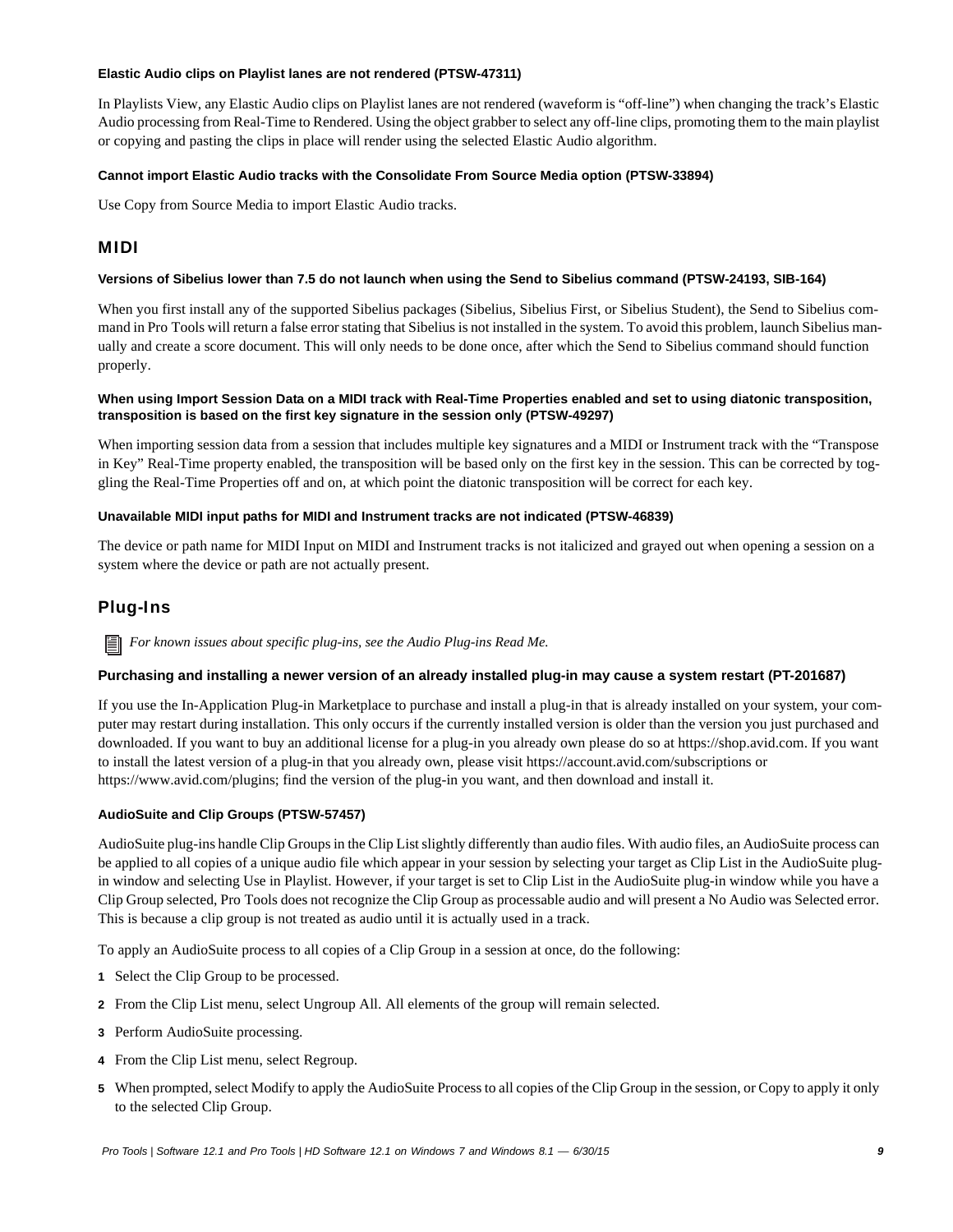#### Elastic Audio clips on Playlist lanes are not rendered (PTSW-47311)

In Playlists View, any Elastic Audio clips on Playlist lanes are not rendered (waveform is "off-line") when changing the track's Elastic Audio processing from Real-Time to Rendered. Using the object grabber to select any off-line clips, promoting them to the main playlist or copying and pasting the clips in place will render using the selected Elastic Audio algorithm.

#### Cannot import Elastic Audio tracks with the Consolidate From Source Media option (PTSW-33894)

Use Copy from Source Media to import Elastic Audio tracks.

### MIDI

#### Versions of Sibelius lower than 7.5 do not launch when using the Send to Sibelius command (PTSW-24193, SIB-164)

When you first install any of the supported Sibelius packages (Sibelius, Sibelius First, or Sibelius Student), the Send to Sibelius command in Pro Tools will return a false error stating that Sibelius is not installed in the system. To avoid this problem, launch Sibelius manually and create a score document. This will only needs to be done once, after which the Send to Sibelius command should function properly.

#### When using Import Session Data on a MIDI track with Real-Time Properties enabled and set to using diatonic transposition, transposition is based on the first key signature in the session only (PTSW-49297)

When importing session data from a session that includes multiple key signatures and a MIDI or Instrument track with the "Transpose in Key" Real-Time property enabled, the transposition will be based only on the first key in the session. This can be corrected by toggling the Real-Time Properties off and on, at which point the diatonic transposition will be correct for each key.

#### Unavailable MIDI input paths for MIDI and Instrument tracks are not indicated (PTSW-46839)

The device or path name for MIDI Input on MIDI and Instrument tracks is not italicized and grayed out when opening a session on a system where the device or path are not actually present.

### Plug-Ins

*For known issues about specific plug-ins, see the Audio Plug-ins Read Me.*

#### Purchasing and installing a newer version of an already installed plug-in may cause a system restart (PT-201687)

If you use the In-Application Plug-in Marketplace to purchase and install a plug-in that is already installed on your system, your computer may restart during installation. This only occurs if the currently installed version is older than the version you just purchased and downloaded. If you want to buy an additional license for a plug-in you already own please do so at https://shop.avid.com. If you want to install the latest version of a plug-in that you already own, please visit https://account.avid.com/subscriptions or https://www.avid.com/plugins; find the version of the plug-in you want, and then download and install it.

#### AudioSuite and Clip Groups (PTSW-57457)

AudioSuite plug-ins handle Clip Groups in the Clip List slightly differently than audio files. With audio files, an AudioSuite process can be applied to all copies of a unique audio file which appear in your session by selecting your target as Clip List in the AudioSuite plug-in window and selecting Use in Playlist. However, if your target is set to Clip List in the AudioSuite plug-in window while you have a Clip Group selected, Pro Tools does not recognize the Clip Group as processable audio and will present a No Audio was Selected error. This is because a clip group is not treated as audio until it is actually used in a track.

To apply an AudioSuite process to all copies of a Clip Group in a session at once, do the following:

1. Select the Clip Group to be processed.
2. From the Clip List menu, select Ungroup All. All elements of the group will remain selected.
3. Perform AudioSuite processing.
4. From the Clip List menu, select Regroup.
5. When prompted, select Modify to apply the AudioSuite Process to all copies of the Clip Group in the session, or Copy to apply it only to the selected Clip Group.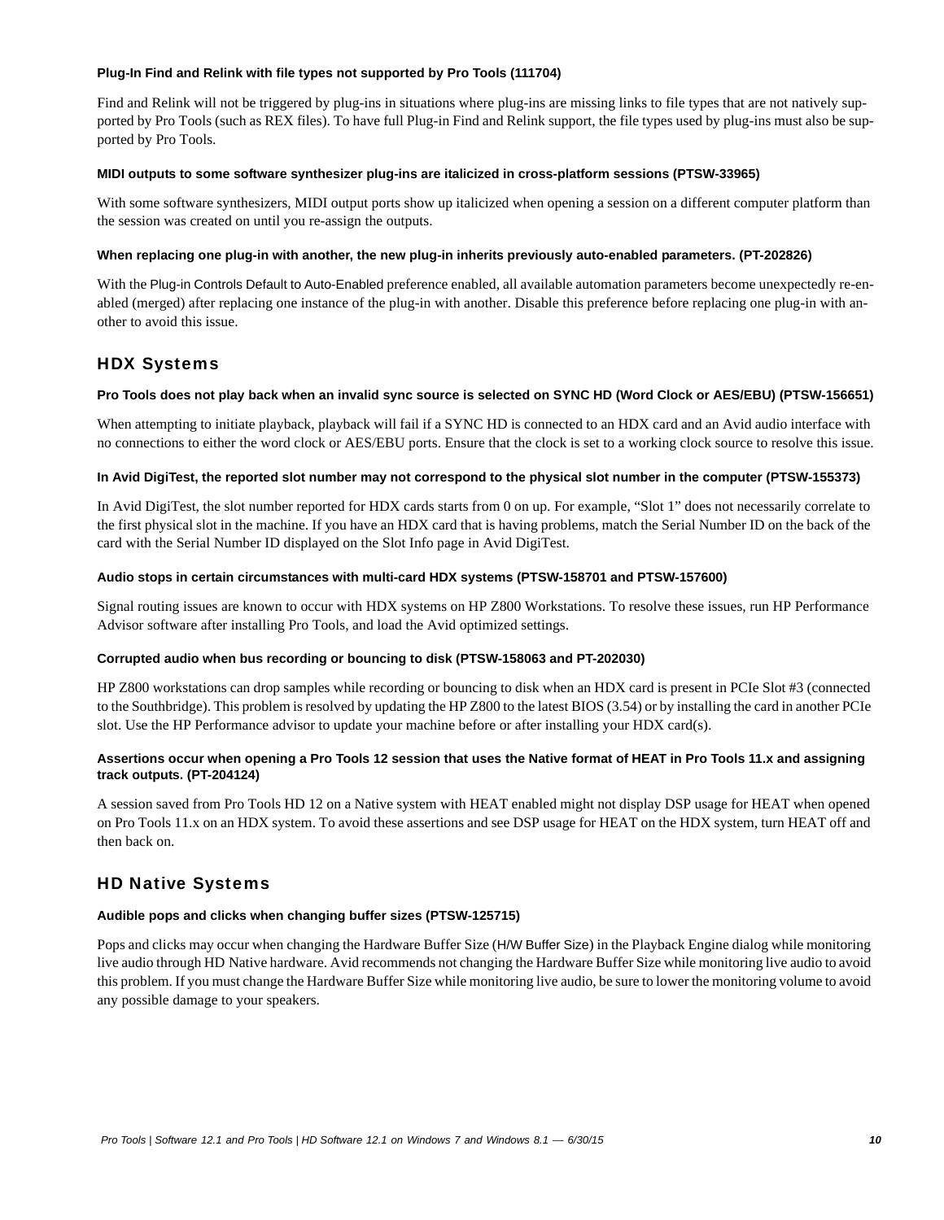#### Plug-In Find and Relink with file types not supported by Pro Tools (111704)

Find and Relink will not be triggered by plug-ins in situations where plug-ins are missing links to file types that are not natively supported by Pro Tools (such as REX files). To have full Plug-in Find and Relink support, the file types used by plug-ins must also be supported by Pro Tools.

#### MIDI outputs to some software synthesizer plug-ins are italicized in cross-platform sessions (PTSW-33965)

With some software synthesizers, MIDI output ports show up italicized when opening a session on a different computer platform than the session was created on until you re-assign the outputs.

#### When replacing one plug-in with another, the new plug-in inherits previously auto-enabled parameters. (PT-202826)

With the Plug-in Controls Default to Auto-Enabled preference enabled, all available automation parameters become unexpectedly re-enabled (merged) after replacing one instance of the plug-in with another. Disable this preference before replacing one plug-in with another to avoid this issue.

### HDX Systems

#### Pro Tools does not play back when an invalid sync source is selected on SYNC HD (Word Clock or AES/EBU) (PTSW-156651)

When attempting to initiate playback, playback will fail if a SYNC HD is connected to an HDX card and an Avid audio interface with no connections to either the word clock or AES/EBU ports. Ensure that the clock is set to a working clock source to resolve this issue.

#### In Avid DigiTest, the reported slot number may not correspond to the physical slot number in the computer (PTSW-155373)

In Avid DigiTest, the slot number reported for HDX cards starts from 0 on up. For example, “Slot 1” does not necessarily correlate to the first physical slot in the machine. If you have an HDX card that is having problems, match the Serial Number ID on the back of the card with the Serial Number ID displayed on the Slot Info page in Avid DigiTest.

#### Audio stops in certain circumstances with multi-card HDX systems (PTSW-158701 and PTSW-157600)

Signal routing issues are known to occur with HDX systems on HP Z800 Workstations. To resolve these issues, run HP Performance Advisor software after installing Pro Tools, and load the Avid optimized settings.

#### Corrupted audio when bus recording or bouncing to disk (PTSW-158063 and PT-202030)

HP Z800 workstations can drop samples while recording or bouncing to disk when an HDX card is present in PCIe Slot #3 (connected to the Southbridge). This problem is resolved by updating the HP Z800 to the latest BIOS (3.54) or by installing the card in another PCIe slot. Use the HP Performance advisor to update your machine before or after installing your HDX card(s).

#### Assertions occur when opening a Pro Tools 12 session that uses the Native format of HEAT in Pro Tools 11.x and assigning track outputs. (PT-204124)

A session saved from Pro Tools HD 12 on a Native system with HEAT enabled might not display DSP usage for HEAT when opened on Pro Tools 11.x on an HDX system. To avoid these assertions and see DSP usage for HEAT on the HDX system, turn HEAT off and then back on.

### HD Native Systems

#### Audible pops and clicks when changing buffer sizes (PTSW-125715)

Pops and clicks may occur when changing the Hardware Buffer Size (H/W Buffer Size) in the Playback Engine dialog while monitoring live audio through HD Native hardware. Avid recommends not changing the Hardware Buffer Size while monitoring live audio to avoid this problem. If you must change the Hardware Buffer Size while monitoring live audio, be sure to lower the monitoring volume to avoid any possible damage to your speakers.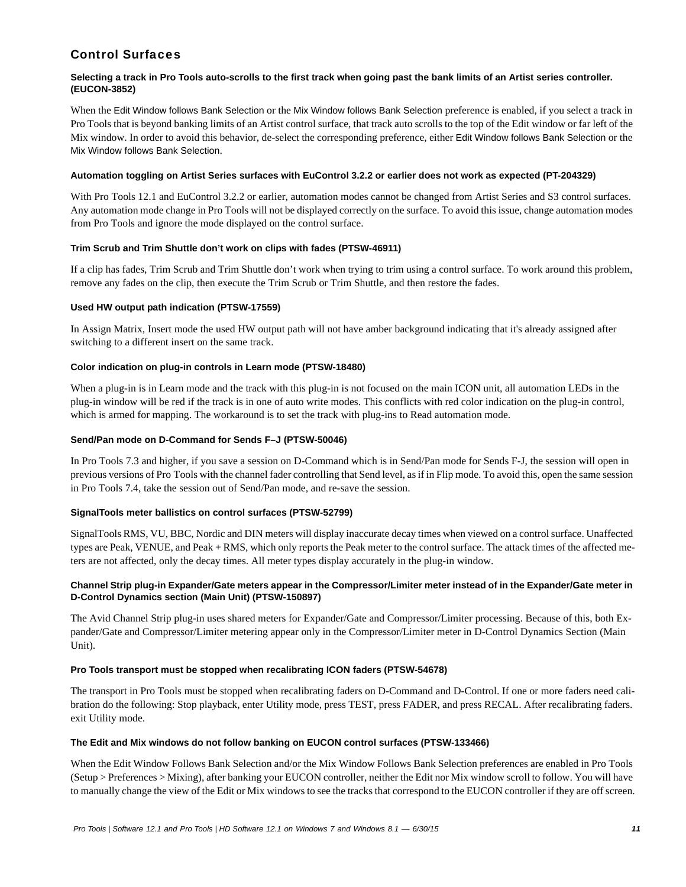## Control Surfaces

### Selecting a track in Pro Tools auto-scrolls to the first track when going past the bank limits of an Artist series controller. (EUCON-3852)

When the Edit Window follows Bank Selection or the Mix Window follows Bank Selection preference is enabled, if you select a track in Pro Tools that is beyond banking limits of an Artist control surface, that track auto scrolls to the top of the Edit window or far left of the Mix window. In order to avoid this behavior, de-select the corresponding preference, either Edit Window follows Bank Selection or the Mix Window follows Bank Selection.

### Automation toggling on Artist Series surfaces with EuControl 3.2.2 or earlier does not work as expected (PT-204329)

With Pro Tools 12.1 and EuControl 3.2.2 or earlier, automation modes cannot be changed from Artist Series and S3 control surfaces. Any automation mode change in Pro Tools will not be displayed correctly on the surface. To avoid this issue, change automation modes from Pro Tools and ignore the mode displayed on the control surface.

### Trim Scrub and Trim Shuttle don't work on clips with fades (PTSW-46911)

If a clip has fades, Trim Scrub and Trim Shuttle don't work when trying to trim using a control surface. To work around this problem, remove any fades on the clip, then execute the Trim Scrub or Trim Shuttle, and then restore the fades.

### Used HW output path indication (PTSW-17559)

In Assign Matrix, Insert mode the used HW output path will not have amber background indicating that it's already assigned after switching to a different insert on the same track.

### Color indication on plug-in controls in Learn mode (PTSW-18480)

When a plug-in is in Learn mode and the track with this plug-in is not focused on the main ICON unit, all automation LEDs in the plug-in window will be red if the track is in one of auto write modes. This conflicts with red color indication on the plug-in control, which is armed for mapping. The workaround is to set the track with plug-ins to Read automation mode.

### Send/Pan mode on D-Command for Sends F–J (PTSW-50046)

In Pro Tools 7.3 and higher, if you save a session on D-Command which is in Send/Pan mode for Sends F-J, the session will open in previous versions of Pro Tools with the channel fader controlling that Send level, as if in Flip mode. To avoid this, open the same session in Pro Tools 7.4, take the session out of Send/Pan mode, and re-save the session.

### SignalTools meter ballistics on control surfaces (PTSW-52799)

SignalTools RMS, VU, BBC, Nordic and DIN meters will display inaccurate decay times when viewed on a control surface. Unaffected types are Peak, VENUE, and Peak + RMS, which only reports the Peak meter to the control surface. The attack times of the affected meters are not affected, only the decay times. All meter types display accurately in the plug-in window.

### Channel Strip plug-in Expander/Gate meters appear in the Compressor/Limiter meter instead of in the Expander/Gate meter in D-Control Dynamics section (Main Unit) (PTSW-150897)

The Avid Channel Strip plug-in uses shared meters for Expander/Gate and Compressor/Limiter processing. Because of this, both Expander/Gate and Compressor/Limiter metering appear only in the Compressor/Limiter meter in D-Control Dynamics Section (Main Unit).

### Pro Tools transport must be stopped when recalibrating ICON faders (PTSW-54678)

The transport in Pro Tools must be stopped when recalibrating faders on D-Command and D-Control. If one or more faders need calibration do the following: Stop playback, enter Utility mode, press TEST, press FADER, and press RECAL. After recalibrating faders. exit Utility mode.

### The Edit and Mix windows do not follow banking on EUCON control surfaces (PTSW-133466)

When the Edit Window Follows Bank Selection and/or the Mix Window Follows Bank Selection preferences are enabled in Pro Tools (Setup > Preferences > Mixing), after banking your EUCON controller, neither the Edit nor Mix window scroll to follow. You will have to manually change the view of the Edit or Mix windows to see the tracks that correspond to the EUCON controller if they are off screen.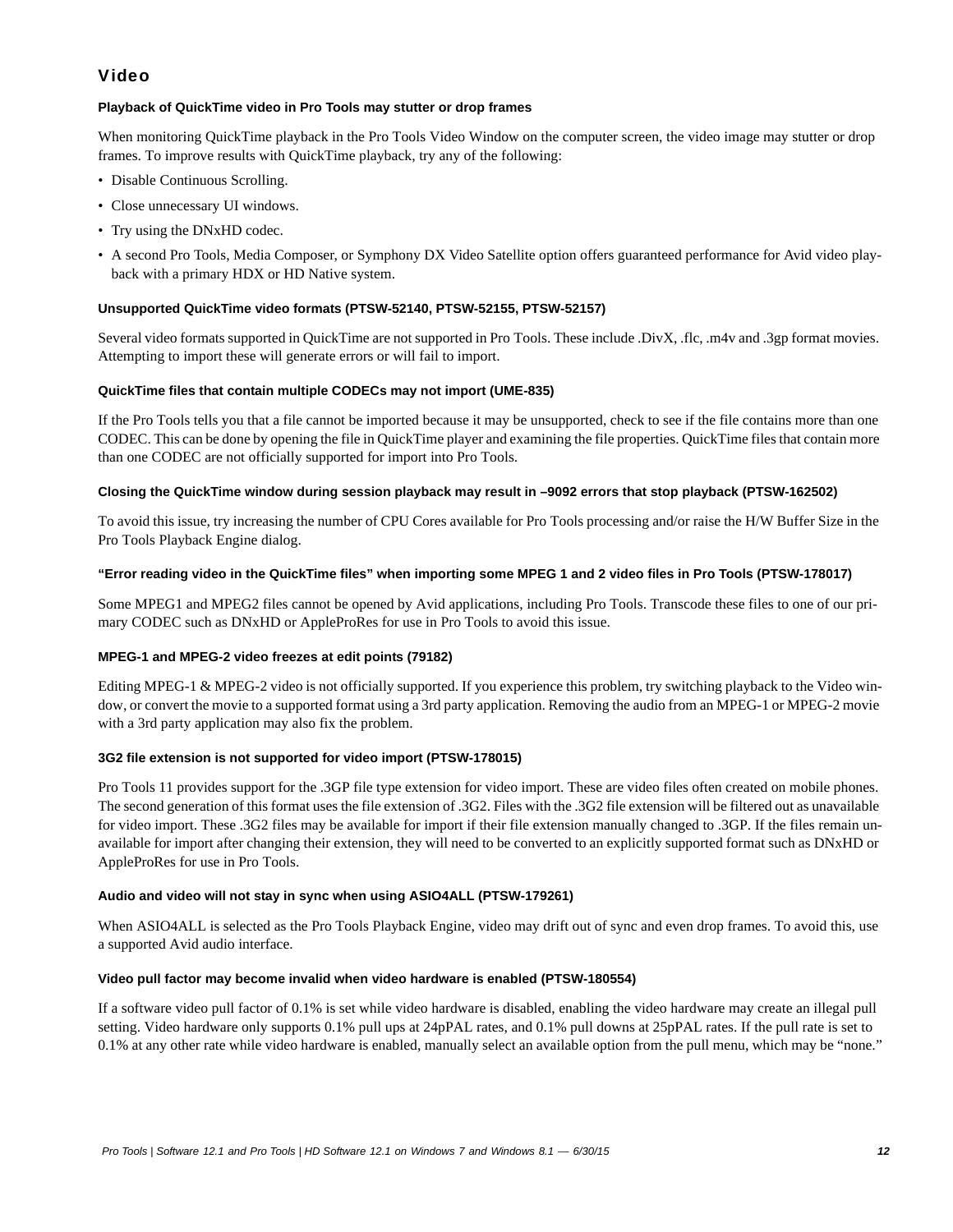## Video

#### Playback of QuickTime video in Pro Tools may stutter or drop frames

When monitoring QuickTime playback in the Pro Tools Video Window on the computer screen, the video image may stutter or drop frames. To improve results with QuickTime playback, try any of the following:

- Disable Continuous Scrolling.
- Close unnecessary UI windows.
- Try using the DNxHD codec.
- A second Pro Tools, Media Composer, or Symphony DX Video Satellite option offers guaranteed performance for Avid video playback with a primary HDX or HD Native system.

#### Unsupported QuickTime video formats (PTSW-52140, PTSW-52155, PTSW-52157)

Several video formats supported in QuickTime are not supported in Pro Tools. These include .DivX, .flc, .m4v and .3gp format movies. Attempting to import these will generate errors or will fail to import.

#### QuickTime files that contain multiple CODECs may not import (UME-835)

If the Pro Tools tells you that a file cannot be imported because it may be unsupported, check to see if the file contains more than one CODEC. This can be done by opening the file in QuickTime player and examining the file properties. QuickTime files that contain more than one CODEC are not officially supported for import into Pro Tools.

#### Closing the QuickTime window during session playback may result in –9092 errors that stop playback (PTSW-162502)

To avoid this issue, try increasing the number of CPU Cores available for Pro Tools processing and/or raise the H/W Buffer Size in the Pro Tools Playback Engine dialog.

#### "Error reading video in the QuickTime files" when importing some MPEG 1 and 2 video files in Pro Tools (PTSW-178017)

Some MPEG1 and MPEG2 files cannot be opened by Avid applications, including Pro Tools. Transcode these files to one of our primary CODEC such as DNxHD or AppleProRes for use in Pro Tools to avoid this issue.

#### MPEG-1 and MPEG-2 video freezes at edit points (79182)

Editing MPEG-1 & MPEG-2 video is not officially supported. If you experience this problem, try switching playback to the Video window, or convert the movie to a supported format using a 3rd party application. Removing the audio from an MPEG-1 or MPEG-2 movie with a 3rd party application may also fix the problem.

#### 3G2 file extension is not supported for video import (PTSW-178015)

Pro Tools 11 provides support for the .3GP file type extension for video import. These are video files often created on mobile phones. The second generation of this format uses the file extension of .3G2. Files with the .3G2 file extension will be filtered out as unavailable for video import. These .3G2 files may be available for import if their file extension manually changed to .3GP. If the files remain unavailable for import after changing their extension, they will need to be converted to an explicitly supported format such as DNxHD or AppleProRes for use in Pro Tools.

#### Audio and video will not stay in sync when using ASIO4ALL (PTSW-179261)

When ASIO4ALL is selected as the Pro Tools Playback Engine, video may drift out of sync and even drop frames. To avoid this, use a supported Avid audio interface.

#### Video pull factor may become invalid when video hardware is enabled (PTSW-180554)

If a software video pull factor of 0.1% is set while video hardware is disabled, enabling the video hardware may create an illegal pull setting. Video hardware only supports 0.1% pull ups at 24pPAL rates, and 0.1% pull downs at 25pPAL rates. If the pull rate is set to 0.1% at any other rate while video hardware is enabled, manually select an available option from the pull menu, which may be "none."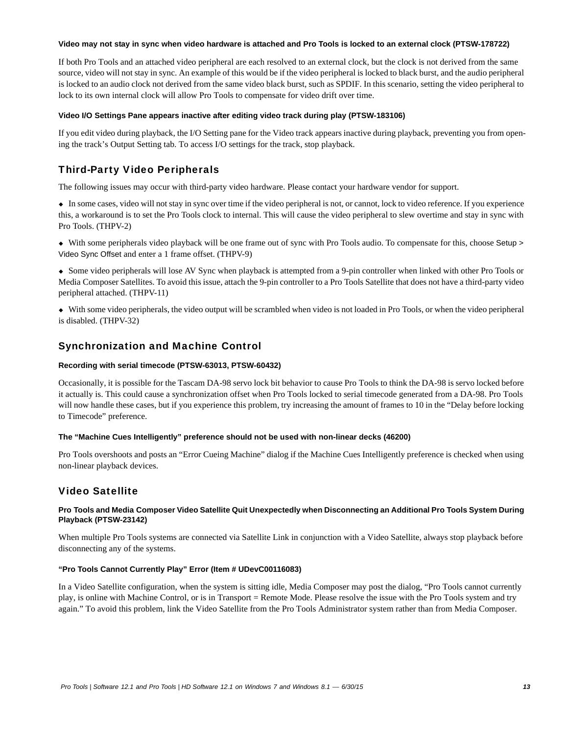#### Video may not stay in sync when video hardware is attached and Pro Tools is locked to an external clock (PTSW-178722)

If both Pro Tools and an attached video peripheral are each resolved to an external clock, but the clock is not derived from the same source, video will not stay in sync. An example of this would be if the video peripheral is locked to black burst, and the audio peripheral is locked to an audio clock not derived from the same video black burst, such as SPDIF. In this scenario, setting the video peripheral to lock to its own internal clock will allow Pro Tools to compensate for video drift over time.

#### Video I/O Settings Pane appears inactive after editing video track during play (PTSW-183106)

If you edit video during playback, the I/O Setting pane for the Video track appears inactive during playback, preventing you from opening the track's Output Setting tab. To access I/O settings for the track, stop playback.

### Third-Party Video Peripherals

The following issues may occur with third-party video hardware. Please contact your hardware vendor for support.

- In some cases, video will not stay in sync over time if the video peripheral is not, or cannot, lock to video reference. If you experience this, a workaround is to set the Pro Tools clock to internal. This will cause the video peripheral to slew overtime and stay in sync with Pro Tools. (THPV-2)
- With some peripherals video playback will be one frame out of sync with Pro Tools audio. To compensate for this, choose Setup > Video Sync Offset and enter a 1 frame offset. (THPV-9)
- Some video peripherals will lose AV Sync when playback is attempted from a 9-pin controller when linked with other Pro Tools or Media Composer Satellites. To avoid this issue, attach the 9-pin controller to a Pro Tools Satellite that does not have a third-party video peripheral attached. (THPV-11)
- With some video peripherals, the video output will be scrambled when video is not loaded in Pro Tools, or when the video peripheral is disabled. (THPV-32)

### Synchronization and Machine Control

#### Recording with serial timecode (PTSW-63013, PTSW-60432)

Occasionally, it is possible for the Tascam DA-98 servo lock bit behavior to cause Pro Tools to think the DA-98 is servo locked before it actually is. This could cause a synchronization offset when Pro Tools locked to serial timecode generated from a DA-98. Pro Tools will now handle these cases, but if you experience this problem, try increasing the amount of frames to 10 in the "Delay before locking to Timecode" preference.

#### The "Machine Cues Intelligently" preference should not be used with non-linear decks (46200)

Pro Tools overshoots and posts an "Error Cueing Machine" dialog if the Machine Cues Intelligently preference is checked when using non-linear playback devices.

### Video Satellite

#### Pro Tools and Media Composer Video Satellite Quit Unexpectedly when Disconnecting an Additional Pro Tools System During Playback (PTSW-23142)

When multiple Pro Tools systems are connected via Satellite Link in conjunction with a Video Satellite, always stop playback before disconnecting any of the systems.

#### "Pro Tools Cannot Currently Play" Error (Item # UDevC00116083)

In a Video Satellite configuration, when the system is sitting idle, Media Composer may post the dialog, "Pro Tools cannot currently play, is online with Machine Control, or is in Transport = Remote Mode. Please resolve the issue with the Pro Tools system and try again." To avoid this problem, link the Video Satellite from the Pro Tools Administrator system rather than from Media Composer.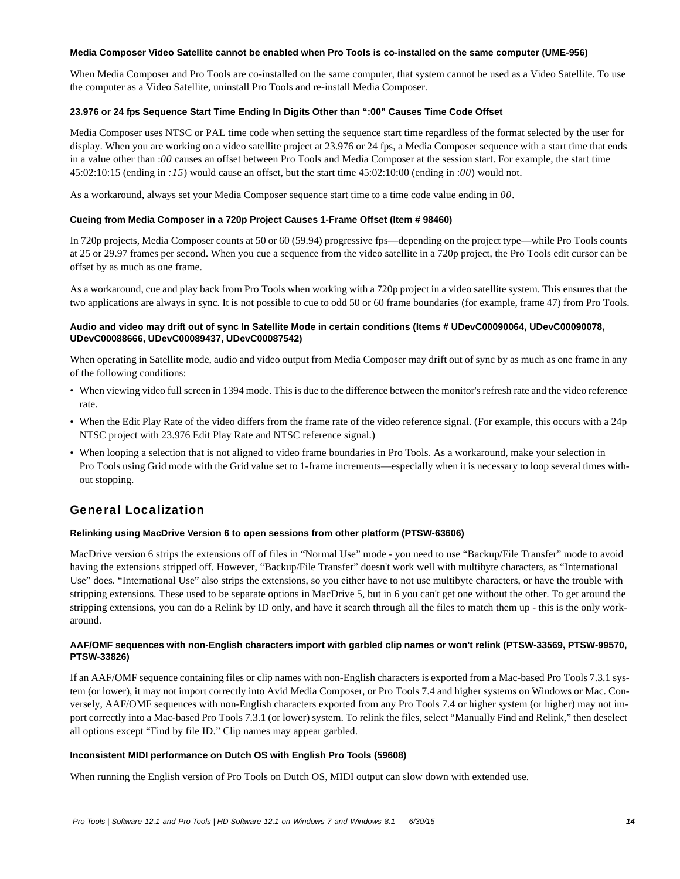#### Media Composer Video Satellite cannot be enabled when Pro Tools is co-installed on the same computer (UME-956)

When Media Composer and Pro Tools are co-installed on the same computer, that system cannot be used as a Video Satellite. To use the computer as a Video Satellite, uninstall Pro Tools and re-install Media Composer.

#### 23.976 or 24 fps Sequence Start Time Ending In Digits Other than “:00” Causes Time Code Offset

Media Composer uses NTSC or PAL time code when setting the sequence start time regardless of the format selected by the user for display. When you are working on a video satellite project at 23.976 or 24 fps, a Media Composer sequence with a start time that ends in a value other than *:00* causes an offset between Pro Tools and Media Composer at the session start. For example, the start time 45:02:10:15 (ending in *:15*) would cause an offset, but the start time 45:02:10:00 (ending in *:00*) would not.

As a workaround, always set your Media Composer sequence start time to a time code value ending in *00*.

#### Cueing from Media Composer in a 720p Project Causes 1-Frame Offset (Item # 98460)

In 720p projects, Media Composer counts at 50 or 60 (59.94) progressive fps—depending on the project type—while Pro Tools counts at 25 or 29.97 frames per second. When you cue a sequence from the video satellite in a 720p project, the Pro Tools edit cursor can be offset by as much as one frame.

As a workaround, cue and play back from Pro Tools when working with a 720p project in a video satellite system. This ensures that the two applications are always in sync. It is not possible to cue to odd 50 or 60 frame boundaries (for example, frame 47) from Pro Tools.

#### Audio and video may drift out of sync In Satellite Mode in certain conditions (Items # UDevC00090064, UDevC00090078, UDevC00088666, UDevC00089437, UDevC00087542)

When operating in Satellite mode, audio and video output from Media Composer may drift out of sync by as much as one frame in any of the following conditions:

- When viewing video full screen in 1394 mode. This is due to the difference between the monitor's refresh rate and the video reference rate.
- When the Edit Play Rate of the video differs from the frame rate of the video reference signal. (For example, this occurs with a 24p NTSC project with 23.976 Edit Play Rate and NTSC reference signal.)
- When looping a selection that is not aligned to video frame boundaries in Pro Tools. As a workaround, make your selection in Pro Tools using Grid mode with the Grid value set to 1-frame increments—especially when it is necessary to loop several times without stopping.

## General Localization

#### Relinking using MacDrive Version 6 to open sessions from other platform (PTSW-63606)

MacDrive version 6 strips the extensions off of files in “Normal Use” mode - you need to use “Backup/File Transfer” mode to avoid having the extensions stripped off. However, “Backup/File Transfer” doesn't work well with multibyte characters, as “International Use” does. “International Use” also strips the extensions, so you either have to not use multibyte characters, or have the trouble with stripping extensions. These used to be separate options in MacDrive 5, but in 6 you can't get one without the other. To get around the stripping extensions, you can do a Relink by ID only, and have it search through all the files to match them up - this is the only workaround.

#### AAF/OMF sequences with non-English characters import with garbled clip names or won't relink (PTSW-33569, PTSW-99570, PTSW-33826)

If an AAF/OMF sequence containing files or clip names with non-English characters is exported from a Mac-based Pro Tools 7.3.1 system (or lower), it may not import correctly into Avid Media Composer, or Pro Tools 7.4 and higher systems on Windows or Mac. Conversely, AAF/OMF sequences with non-English characters exported from any Pro Tools 7.4 or higher system (or higher) may not import correctly into a Mac-based Pro Tools 7.3.1 (or lower) system. To relink the files, select “Manually Find and Relink,” then deselect all options except “Find by file ID.” Clip names may appear garbled.

#### Inconsistent MIDI performance on Dutch OS with English Pro Tools (59608)

When running the English version of Pro Tools on Dutch OS, MIDI output can slow down with extended use.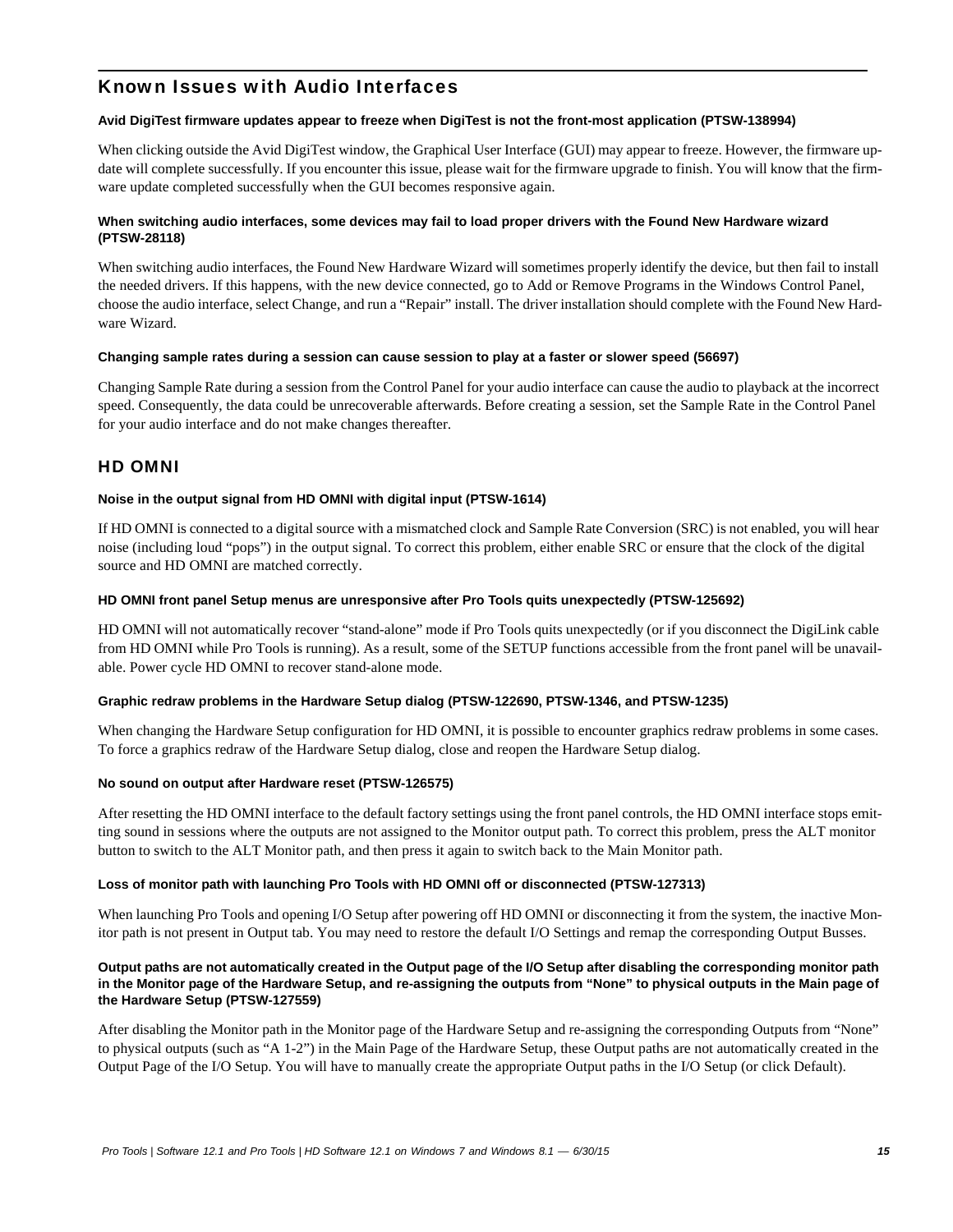## Known Issues with Audio Interfaces

#### Avid DigiTest firmware updates appear to freeze when DigiTest is not the front-most application (PTSW-138994)

When clicking outside the Avid DigiTest window, the Graphical User Interface (GUI) may appear to freeze. However, the firmware update will complete successfully. If you encounter this issue, please wait for the firmware upgrade to finish. You will know that the firmware update completed successfully when the GUI becomes responsive again.

#### When switching audio interfaces, some devices may fail to load proper drivers with the Found New Hardware wizard (PTSW-28118)

When switching audio interfaces, the Found New Hardware Wizard will sometimes properly identify the device, but then fail to install the needed drivers. If this happens, with the new device connected, go to Add or Remove Programs in the Windows Control Panel, choose the audio interface, select Change, and run a "Repair" install. The driver installation should complete with the Found New Hardware Wizard.

#### Changing sample rates during a session can cause session to play at a faster or slower speed (56697)

Changing Sample Rate during a session from the Control Panel for your audio interface can cause the audio to playback at the incorrect speed. Consequently, the data could be unrecoverable afterwards. Before creating a session, set the Sample Rate in the Control Panel for your audio interface and do not make changes thereafter.

### HD OMNI

#### Noise in the output signal from HD OMNI with digital input (PTSW-1614)

If HD OMNI is connected to a digital source with a mismatched clock and Sample Rate Conversion (SRC) is not enabled, you will hear noise (including loud "pops") in the output signal. To correct this problem, either enable SRC or ensure that the clock of the digital source and HD OMNI are matched correctly.

#### HD OMNI front panel Setup menus are unresponsive after Pro Tools quits unexpectedly (PTSW-125692)

HD OMNI will not automatically recover "stand-alone" mode if Pro Tools quits unexpectedly (or if you disconnect the DigiLink cable from HD OMNI while Pro Tools is running). As a result, some of the SETUP functions accessible from the front panel will be unavailable. Power cycle HD OMNI to recover stand-alone mode.

#### Graphic redraw problems in the Hardware Setup dialog (PTSW-122690, PTSW-1346, and PTSW-1235)

When changing the Hardware Setup configuration for HD OMNI, it is possible to encounter graphics redraw problems in some cases. To force a graphics redraw of the Hardware Setup dialog, close and reopen the Hardware Setup dialog.

#### No sound on output after Hardware reset (PTSW-126575)

After resetting the HD OMNI interface to the default factory settings using the front panel controls, the HD OMNI interface stops emitting sound in sessions where the outputs are not assigned to the Monitor output path. To correct this problem, press the ALT monitor button to switch to the ALT Monitor path, and then press it again to switch back to the Main Monitor path.

#### Loss of monitor path with launching Pro Tools with HD OMNI off or disconnected (PTSW-127313)

When launching Pro Tools and opening I/O Setup after powering off HD OMNI or disconnecting it from the system, the inactive Monitor path is not present in Output tab. You may need to restore the default I/O Settings and remap the corresponding Output Busses.

#### Output paths are not automatically created in the Output page of the I/O Setup after disabling the corresponding monitor path in the Monitor page of the Hardware Setup, and re-assigning the outputs from "None" to physical outputs in the Main page of the Hardware Setup (PTSW-127559)

After disabling the Monitor path in the Monitor page of the Hardware Setup and re-assigning the corresponding Outputs from "None" to physical outputs (such as "A 1-2") in the Main Page of the Hardware Setup, these Output paths are not automatically created in the Output Page of the I/O Setup. You will have to manually create the appropriate Output paths in the I/O Setup (or click Default).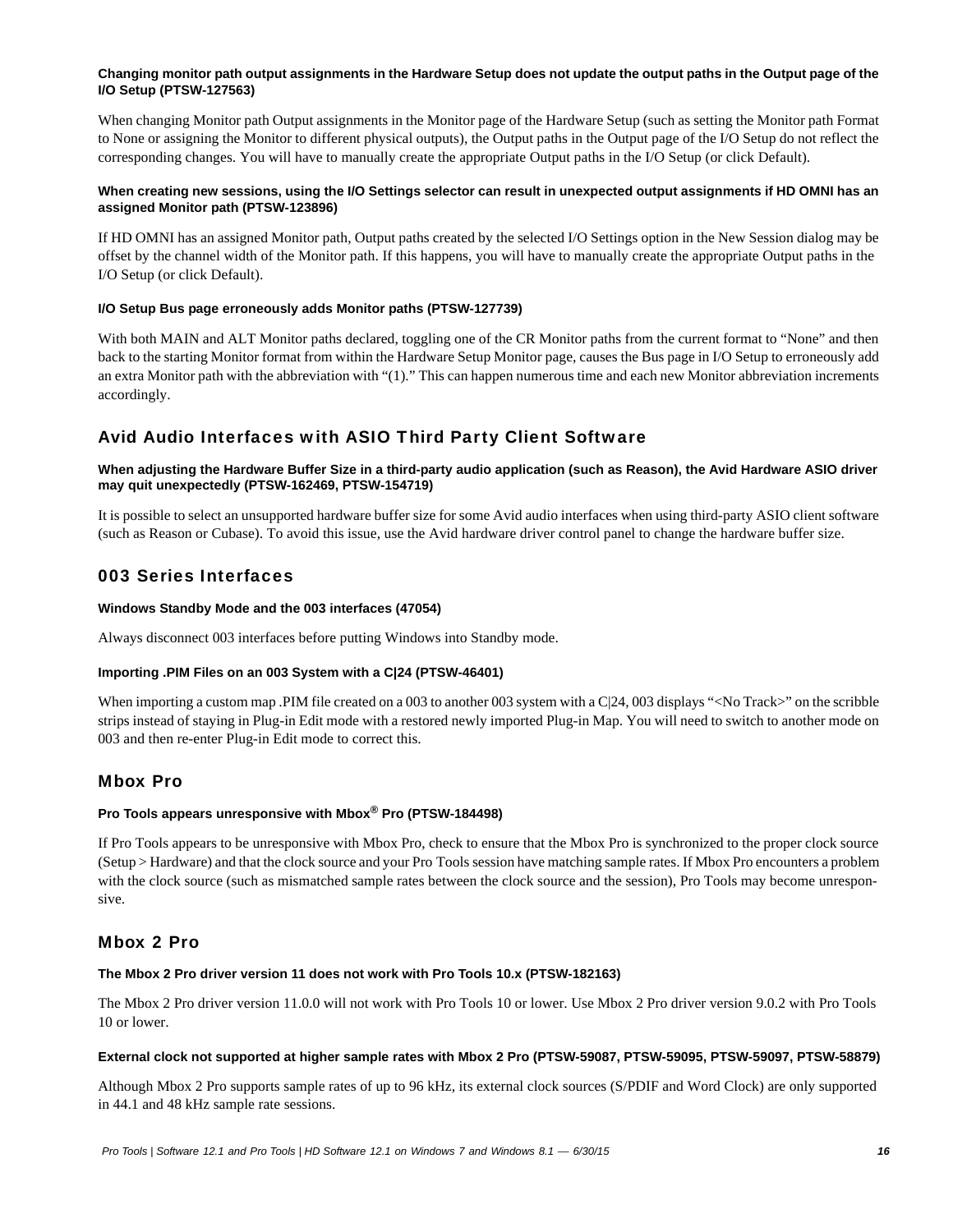**Changing monitor path output assignments in the Hardware Setup does not update the output paths in the Output page of the I/O Setup (PTSW-127563)**

When changing Monitor path Output assignments in the Monitor page of the Hardware Setup (such as setting the Monitor path Format to None or assigning the Monitor to different physical outputs), the Output paths in the Output page of the I/O Setup do not reflect the corresponding changes. You will have to manually create the appropriate Output paths in the I/O Setup (or click Default).

**When creating new sessions, using the I/O Settings selector can result in unexpected output assignments if HD OMNI has an assigned Monitor path (PTSW-123896)**

If HD OMNI has an assigned Monitor path, Output paths created by the selected I/O Settings option in the New Session dialog may be offset by the channel width of the Monitor path. If this happens, you will have to manually create the appropriate Output paths in the I/O Setup (or click Default).

**I/O Setup Bus page erroneously adds Monitor paths (PTSW-127739)**

With both MAIN and ALT Monitor paths declared, toggling one of the CR Monitor paths from the current format to "None" and then back to the starting Monitor format from within the Hardware Setup Monitor page, causes the Bus page in I/O Setup to erroneously add an extra Monitor path with the abbreviation with "(1)." This can happen numerous time and each new Monitor abbreviation increments accordingly.

## Avid Audio Interfaces with ASIO Third Party Client Software

**When adjusting the Hardware Buffer Size in a third-party audio application (such as Reason), the Avid Hardware ASIO driver may quit unexpectedly (PTSW-162469, PTSW-154719)**

It is possible to select an unsupported hardware buffer size for some Avid audio interfaces when using third-party ASIO client software (such as Reason or Cubase). To avoid this issue, use the Avid hardware driver control panel to change the hardware buffer size.

## 003 Series Interfaces

**Windows Standby Mode and the 003 interfaces (47054)**

Always disconnect 003 interfaces before putting Windows into Standby mode.

**Importing .PIM Files on an 003 System with a C|24 (PTSW-46401)**

When importing a custom map .PIM file created on a 003 to another 003 system with a C|24, 003 displays "<No Track>" on the scribble strips instead of staying in Plug-in Edit mode with a restored newly imported Plug-in Map. You will need to switch to another mode on 003 and then re-enter Plug-in Edit mode to correct this.

## Mbox Pro

**Pro Tools appears unresponsive with Mbox® Pro (PTSW-184498)**

If Pro Tools appears to be unresponsive with Mbox Pro, check to ensure that the Mbox Pro is synchronized to the proper clock source (Setup > Hardware) and that the clock source and your Pro Tools session have matching sample rates. If Mbox Pro encounters a problem with the clock source (such as mismatched sample rates between the clock source and the session), Pro Tools may become unresponsive.

## Mbox 2 Pro

**The Mbox 2 Pro driver version 11 does not work with Pro Tools 10.x (PTSW-182163)**

The Mbox 2 Pro driver version 11.0.0 will not work with Pro Tools 10 or lower. Use Mbox 2 Pro driver version 9.0.2 with Pro Tools 10 or lower.

**External clock not supported at higher sample rates with Mbox 2 Pro (PTSW-59087, PTSW-59095, PTSW-59097, PTSW-58879)**

Although Mbox 2 Pro supports sample rates of up to 96 kHz, its external clock sources (S/PDIF and Word Clock) are only supported in 44.1 and 48 kHz sample rate sessions.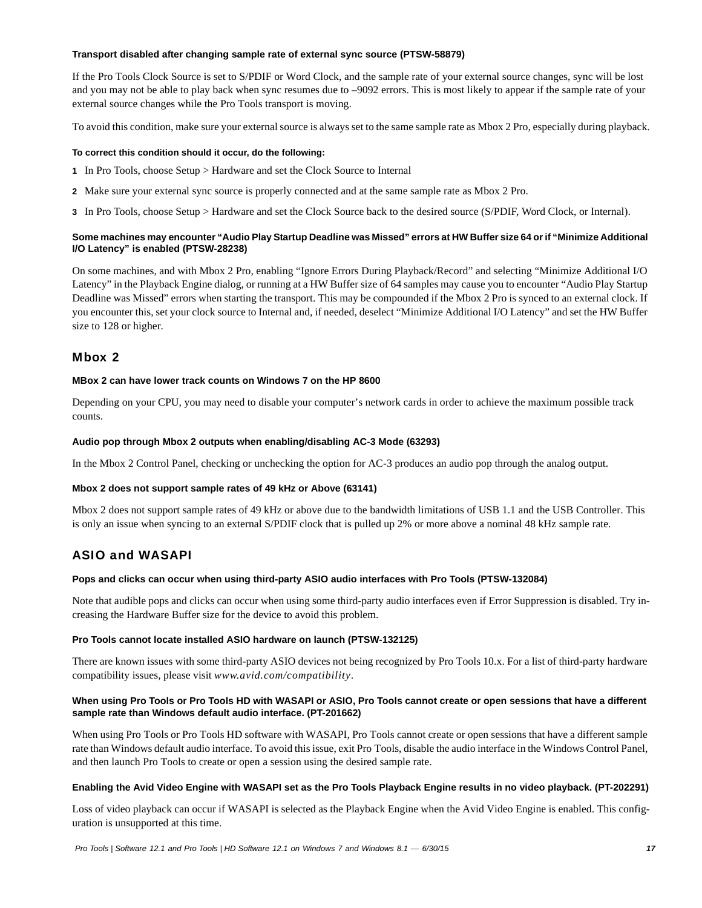#### Transport disabled after changing sample rate of external sync source (PTSW-58879)

If the Pro Tools Clock Source is set to S/PDIF or Word Clock, and the sample rate of your external source changes, sync will be lost and you may not be able to play back when sync resumes due to –9092 errors. This is most likely to appear if the sample rate of your external source changes while the Pro Tools transport is moving.

To avoid this condition, make sure your external source is always set to the same sample rate as Mbox 2 Pro, especially during playback.

**To correct this condition should it occur, do the following:**

1. In Pro Tools, choose Setup > Hardware and set the Clock Source to Internal
2. Make sure your external sync source is properly connected and at the same sample rate as Mbox 2 Pro.
3. In Pro Tools, choose Setup > Hardware and set the Clock Source back to the desired source (S/PDIF, Word Clock, or Internal).

#### Some machines may encounter "Audio Play Startup Deadline was Missed" errors at HW Buffer size 64 or if "Minimize Additional I/O Latency" is enabled (PTSW-28238)

On some machines, and with Mbox 2 Pro, enabling "Ignore Errors During Playback/Record" and selecting "Minimize Additional I/O Latency" in the Playback Engine dialog, or running at a HW Buffer size of 64 samples may cause you to encounter "Audio Play Startup Deadline was Missed" errors when starting the transport. This may be compounded if the Mbox 2 Pro is synced to an external clock. If you encounter this, set your clock source to Internal and, if needed, deselect "Minimize Additional I/O Latency" and set the HW Buffer size to 128 or higher.

## Mbox 2

#### MBox 2 can have lower track counts on Windows 7 on the HP 8600

Depending on your CPU, you may need to disable your computer's network cards in order to achieve the maximum possible track counts.

#### Audio pop through Mbox 2 outputs when enabling/disabling AC-3 Mode (63293)

In the Mbox 2 Control Panel, checking or unchecking the option for AC-3 produces an audio pop through the analog output.

#### Mbox 2 does not support sample rates of 49 kHz or Above (63141)

Mbox 2 does not support sample rates of 49 kHz or above due to the bandwidth limitations of USB 1.1 and the USB Controller. This is only an issue when syncing to an external S/PDIF clock that is pulled up 2% or more above a nominal 48 kHz sample rate.

## ASIO and WASAPI

#### Pops and clicks can occur when using third-party ASIO audio interfaces with Pro Tools (PTSW-132084)

Note that audible pops and clicks can occur when using some third-party audio interfaces even if Error Suppression is disabled. Try increasing the Hardware Buffer size for the device to avoid this problem.

#### Pro Tools cannot locate installed ASIO hardware on launch (PTSW-132125)

There are known issues with some third-party ASIO devices not being recognized by Pro Tools 10.x. For a list of third-party hardware compatibility issues, please visit *www.avid.com/compatibility*.

#### When using Pro Tools or Pro Tools HD with WASAPI or ASIO, Pro Tools cannot create or open sessions that have a different sample rate than Windows default audio interface. (PT-201662)

When using Pro Tools or Pro Tools HD software with WASAPI, Pro Tools cannot create or open sessions that have a different sample rate than Windows default audio interface. To avoid this issue, exit Pro Tools, disable the audio interface in the Windows Control Panel, and then launch Pro Tools to create or open a session using the desired sample rate.

#### Enabling the Avid Video Engine with WASAPI set as the Pro Tools Playback Engine results in no video playback. (PT-202291)

Loss of video playback can occur if WASAPI is selected as the Playback Engine when the Avid Video Engine is enabled. This configuration is unsupported at this time.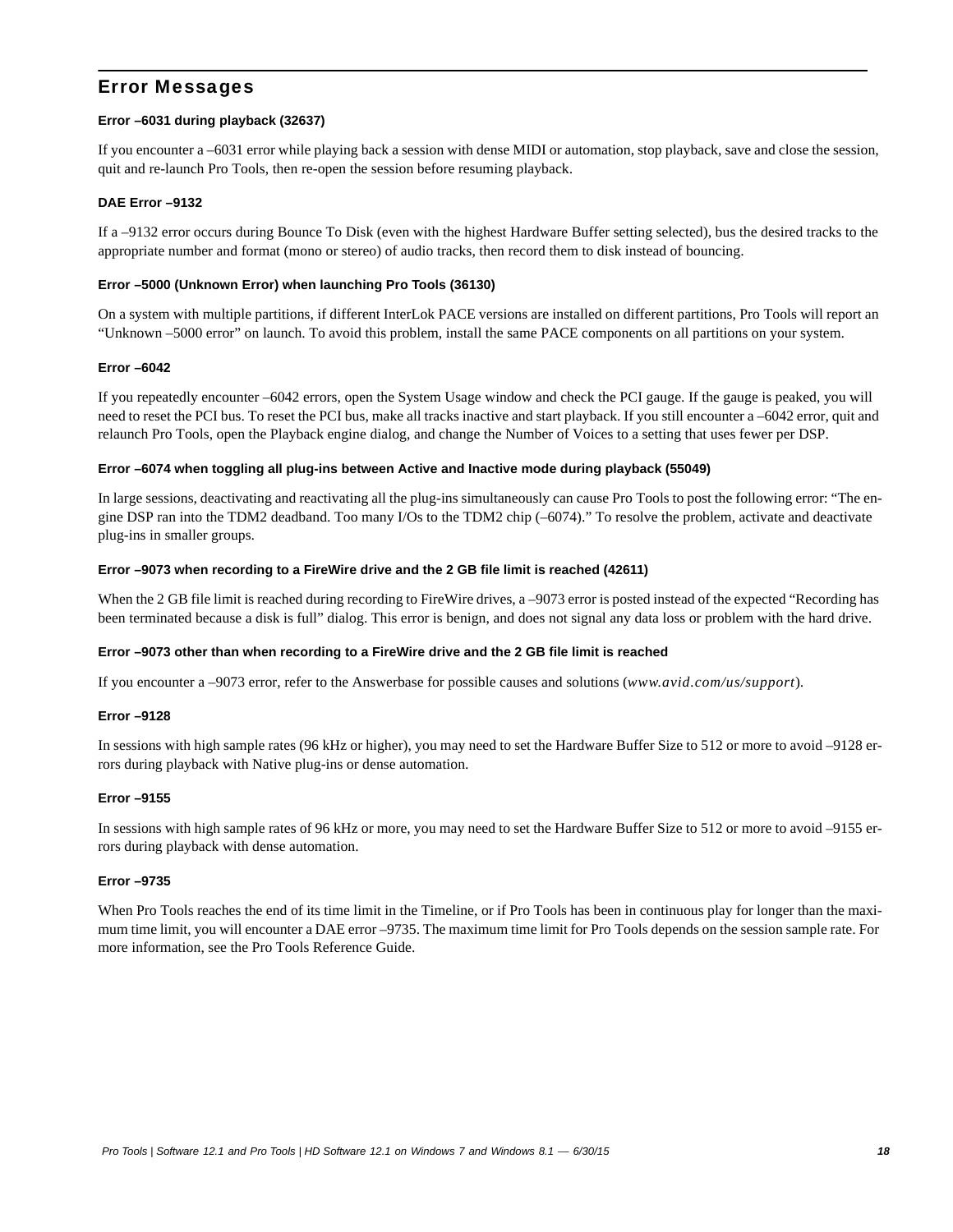## Error Messages

### Error –6031 during playback (32637)

If you encounter a –6031 error while playing back a session with dense MIDI or automation, stop playback, save and close the session, quit and re-launch Pro Tools, then re-open the session before resuming playback.

### DAE Error –9132

If a –9132 error occurs during Bounce To Disk (even with the highest Hardware Buffer setting selected), bus the desired tracks to the appropriate number and format (mono or stereo) of audio tracks, then record them to disk instead of bouncing.

### Error –5000 (Unknown Error) when launching Pro Tools (36130)

On a system with multiple partitions, if different InterLok PACE versions are installed on different partitions, Pro Tools will report an "Unknown –5000 error" on launch. To avoid this problem, install the same PACE components on all partitions on your system.

### Error –6042

If you repeatedly encounter –6042 errors, open the System Usage window and check the PCI gauge. If the gauge is peaked, you will need to reset the PCI bus. To reset the PCI bus, make all tracks inactive and start playback. If you still encounter a –6042 error, quit and relaunch Pro Tools, open the Playback engine dialog, and change the Number of Voices to a setting that uses fewer per DSP.

### Error –6074 when toggling all plug-ins between Active and Inactive mode during playback (55049)

In large sessions, deactivating and reactivating all the plug-ins simultaneously can cause Pro Tools to post the following error: "The engine DSP ran into the TDM2 deadband. Too many I/Os to the TDM2 chip (–6074)." To resolve the problem, activate and deactivate plug-ins in smaller groups.

### Error –9073 when recording to a FireWire drive and the 2 GB file limit is reached (42611)

When the 2 GB file limit is reached during recording to FireWire drives, a –9073 error is posted instead of the expected "Recording has been terminated because a disk is full" dialog. This error is benign, and does not signal any data loss or problem with the hard drive.

### Error –9073 other than when recording to a FireWire drive and the 2 GB file limit is reached

If you encounter a –9073 error, refer to the Answerbase for possible causes and solutions (*www.avid.com/us/support*).

### Error –9128

In sessions with high sample rates (96 kHz or higher), you may need to set the Hardware Buffer Size to 512 or more to avoid –9128 errors during playback with Native plug-ins or dense automation.

### Error –9155

In sessions with high sample rates of 96 kHz or more, you may need to set the Hardware Buffer Size to 512 or more to avoid –9155 errors during playback with dense automation.

### Error –9735

When Pro Tools reaches the end of its time limit in the Timeline, or if Pro Tools has been in continuous play for longer than the maximum time limit, you will encounter a DAE error –9735. The maximum time limit for Pro Tools depends on the session sample rate. For more information, see the Pro Tools Reference Guide.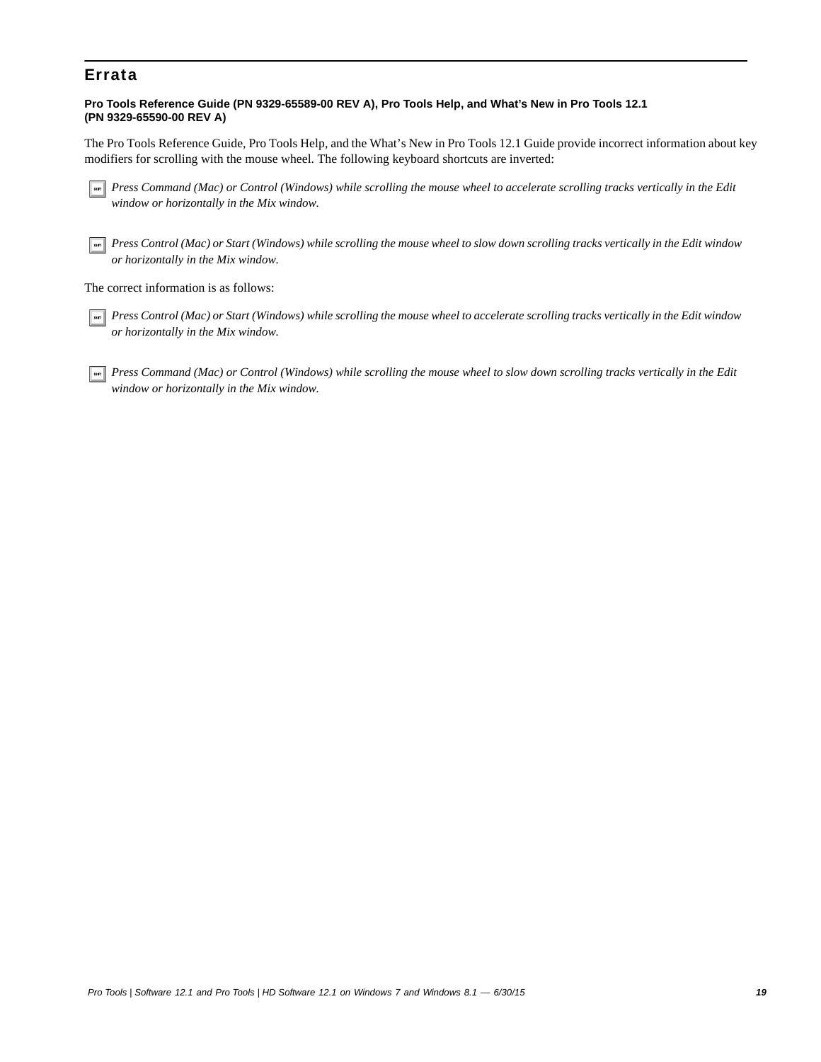## Errata

**Pro Tools Reference Guide (PN 9329-65589-00 REV A), Pro Tools Help, and What's New in Pro Tools 12.1 (PN 9329-65590-00 REV A)**

The Pro Tools Reference Guide, Pro Tools Help, and the What's New in Pro Tools 12.1 Guide provide incorrect information about key modifiers for scrolling with the mouse wheel. The following keyboard shortcuts are inverted:

*Press Command (Mac) or Control (Windows) while scrolling the mouse wheel to accelerate scrolling tracks vertically in the Edit window or horizontally in the Mix window.*

*Press Control (Mac) or Start (Windows) while scrolling the mouse wheel to slow down scrolling tracks vertically in the Edit window or horizontally in the Mix window.*

The correct information is as follows:

*Press Control (Mac) or Start (Windows) while scrolling the mouse wheel to accelerate scrolling tracks vertically in the Edit window or horizontally in the Mix window.*

*Press Command (Mac) or Control (Windows) while scrolling the mouse wheel to slow down scrolling tracks vertically in the Edit window or horizontally in the Mix window.*